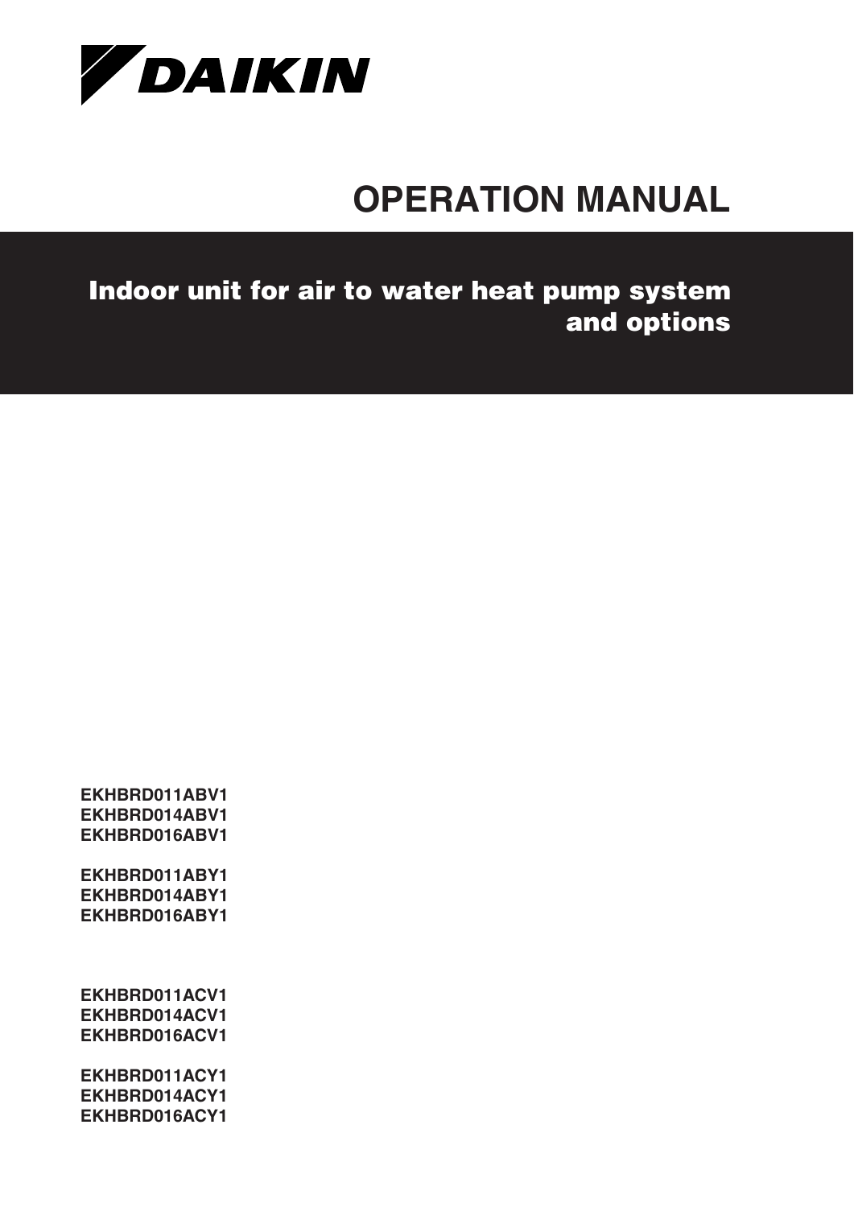DAIKIN

# OPERATION MANUAL

## Indoor unit for air to water heat pump system and options

**EKHBRD011ABV1**
**EKHBRD014ABV1**
**EKHBRD016ABV1**

**EKHBRD011ABY1**
**EKHBRD014ABY1**
**EKHBRD016ABY1**

**EKHBRD011ACV1**
**EKHBRD014ACV1**
**EKHBRD016ACV1**

**EKHBRD011ACY1**
**EKHBRD014ACY1**
**EKHBRD016ACY1**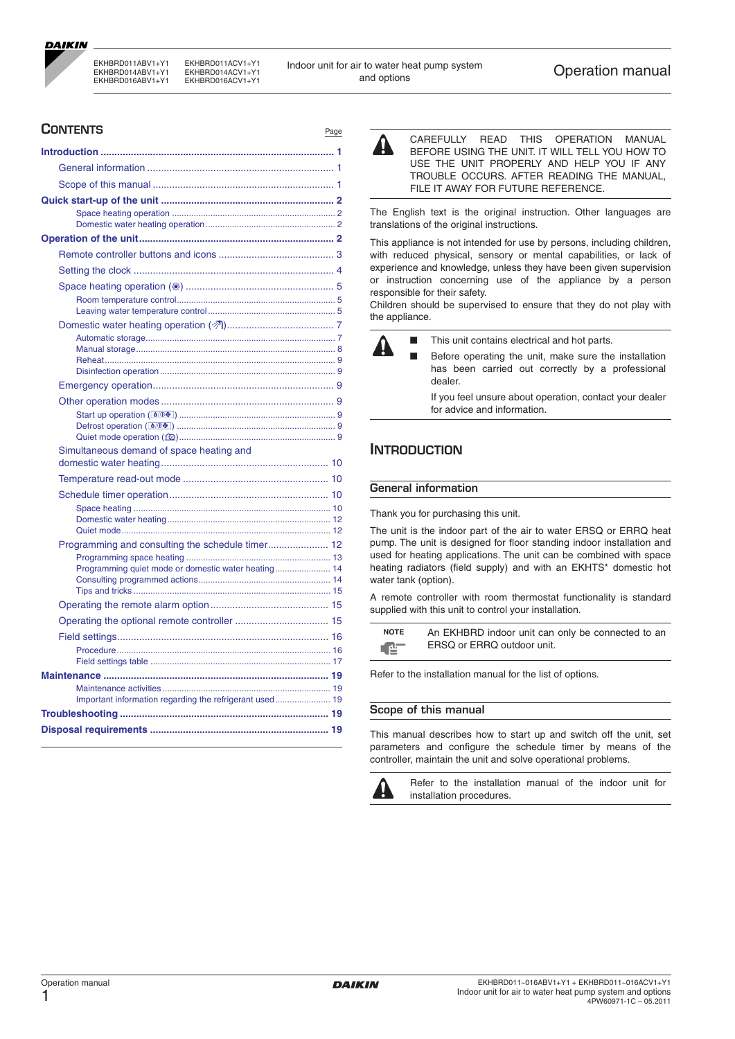EKHBRD011ABV1+Y1 EKHBRD014ABV1+Y1 EKHBRD016ABV1+Y1 EKHBRD011ACV1+Y1 EKHBRD014ACV1+Y1 EKHBRD016ACV1+Y1

Indoor unit for air to water heat pump system and options

# Operation manual

## CONTENTS

| | Page |
|---|---|
| **Introduction** | **1** |
| General information | 1 |
| Scope of this manual | 1 |
| **Quick start-up of the unit** | **2** |
| Space heating operation | 2 |
| Domestic water heating operation | 2 |
| **Operation of the unit** | **2** |
| Remote controller buttons and icons | 3 |
| Setting the clock | 4 |
| Space heating operation | 5 |
| Room temperature control | 5 |
| Leaving water temperature control | 5 |
| Domestic water heating operation | 7 |
| Automatic storage | 7 |
| Manual storage | 8 |
| Reheat | 9 |
| Disinfection operation | 9 |
| Emergency operation | 9 |
| Other operation modes | 9 |
| Start up operation | 9 |
| Defrost operation | 9 |
| Quiet mode operation | 9 |
| Simultaneous demand of space heating and domestic water heating | 10 |
| Temperature read-out mode | 10 |
| Schedule timer operation | 10 |
| Space heating | 10 |
| Domestic water heating | 12 |
| Quiet mode | 12 |
| Programming and consulting the schedule timer | 12 |
| Programming space heating | 13 |
| Programming quiet mode or domestic water heating | 14 |
| Consulting programmed actions | 14 |
| Tips and tricks | 15 |
| Operating the remote alarm option | 15 |
| Operating the optional remote controller | 15 |
| Field settings | 16 |
| Procedure | 16 |
| Field settings table | 17 |
| **Maintenance** | **19** |
| Maintenance activities | 19 |
| Important information regarding the refrigerant used | 19 |
| **Troubleshooting** | **19** |
| **Disposal requirements** | **19** |

CAREFULLY READ THIS OPERATION MANUAL BEFORE USING THE UNIT. IT WILL TELL YOU HOW TO USE THE UNIT PROPERLY AND HELP YOU IF ANY TROUBLE OCCURS. AFTER READING THE MANUAL, FILE IT AWAY FOR FUTURE REFERENCE.

The English text is the original instruction. Other languages are translations of the original instructions.

This appliance is not intended for use by persons, including children, with reduced physical, sensory or mental capabilities, or lack of experience and knowledge, unless they have been given supervision or instruction concerning use of the appliance by a person responsible for their safety.
Children should be supervised to ensure that they do not play with the appliance.

- This unit contains electrical and hot parts.
- Before operating the unit, make sure the installation has been carried out correctly by a professional dealer.

  If you feel unsure about operation, contact your dealer for advice and information.

## INTRODUCTION

### General information

Thank you for purchasing this unit.

The unit is the indoor part of the air to water ERSQ or ERRQ heat pump. The unit is designed for floor standing indoor installation and used for heating applications. The unit can be combined with space heating radiators (field supply) and with an EKHTS* domestic hot water tank (option).

A remote controller with room thermostat functionality is standard supplied with this unit to control your installation.

NOTE: An EKHBRD indoor unit can only be connected to an ERSQ or ERRQ outdoor unit.

Refer to the installation manual for the list of options.

### Scope of this manual

This manual describes how to start up and switch off the unit, set parameters and configure the schedule timer by means of the controller, maintain the unit and solve operational problems.

Refer to the installation manual of the indoor unit for installation procedures.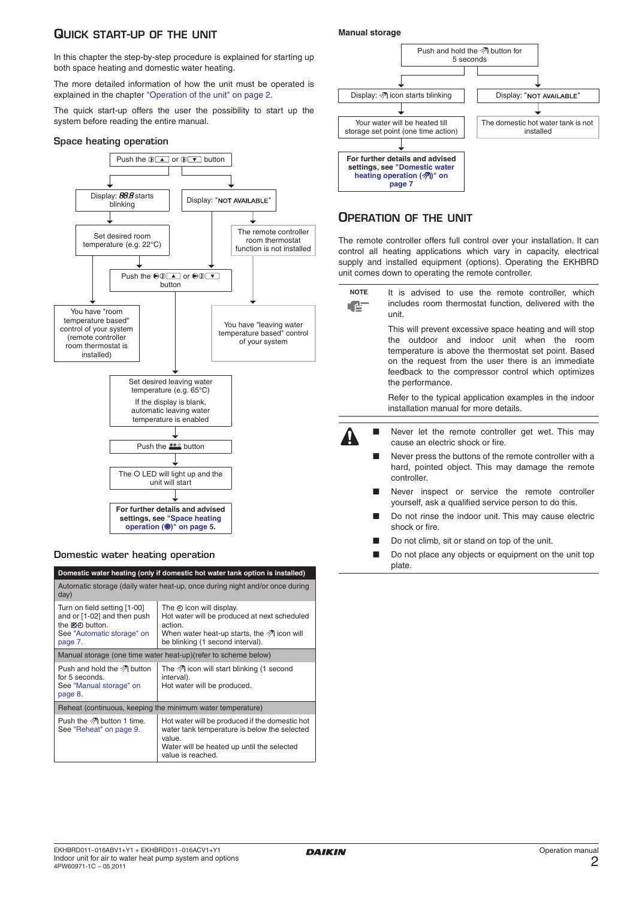# Quick start-up of the unit

In this chapter the step-by-step procedure is explained for starting up both space heating and domestic water heating.

The more detailed information of how the unit must be operated is explained in the chapter "Operation of the unit" on page 2.

The quick start-up offers the user the possibility to start up the system before reading the entire manual.

## Space heating operation

Push the ▲ or ▼ button

- → Display: *88.8* starts blinking
  - Set desired room temperature (e.g. 22°C)
    - Push the ▲ or ▼ button
  - You have "room temperature based" control of your system (remote controller room thermostat is installed)
- → Display: "NOT AVAILABLE"
  - The remote controller room thermostat function is not installed
    - You have "leaving water temperature based" control of your system
  - Push the ▲ or ▼ button

Set desired leaving water temperature (e.g. 65°C)

If the display is blank, automatic leaving water temperature is enabled

Push the button

The O LED will light up and the unit will start

**For further details and advised settings, see "Space heating operation" on page 5.**

## Domestic water heating operation

| Domestic water heating (only if domestic hot water tank option is installed) | |
|---|---|
| Automatic storage (daily water heat-up, once during night and/or once during day) | |
| Turn on field setting [1-00] and or [1-02] and then push the button.<br>See "Automatic storage" on page 7. | The icon will display.<br>Hot water will be produced at next scheduled action.<br>When water heat-up starts, the icon will be blinking (1 second interval). |
| Manual storage (one time water heat-up)(refer to scheme below) | |
| Push and hold the button for 5 seconds.<br>See "Manual storage" on page 8. | The icon will start blinking (1 second interval).<br>Hot water will be produced. |
| Reheat (continuous, keeping the minimum water temperature) | |
| Push the button 1 time.<br>See "Reheat" on page 9. | Hot water will be produced if the domestic hot water tank temperature is below the selected value.<br>Water will be heated up until the selected value is reached. |

**Manual storage**

Push and hold the button for 5 seconds

- → Display: icon starts blinking
  - Your water will be heated till storage set point (one time action)
  - **For further details and advised settings, see "Domestic water heating operation" on page 7**
- → Display: "NOT AVAILABLE"
  - The domestic hot water tank is not installed

# Operation of the unit

The remote controller offers full control over your installation. It can control all heating applications which vary in capacity, electrical supply and installed equipment (options). Operating the EKHBRD unit comes down to operating the remote controller.

**NOTE**

It is advised to use the remote controller, which includes room thermostat function, delivered with the unit.

This will prevent excessive space heating and will stop the outdoor and indoor unit when the room temperature is above the thermostat set point. Based on the request from the user there is an immediate feedback to the compressor control which optimizes the performance.

Refer to the typical application examples in the indoor installation manual for more details.

- Never let the remote controller get wet. This may cause an electric shock or fire.
- Never press the buttons of the remote controller with a hard, pointed object. This may damage the remote controller.
- Never inspect or service the remote controller yourself, ask a qualified service person to do this.
- Do not rinse the indoor unit. This may cause electric shock or fire.
- Do not climb, sit or stand on top of the unit.
- Do not place any objects or equipment on the unit top plate.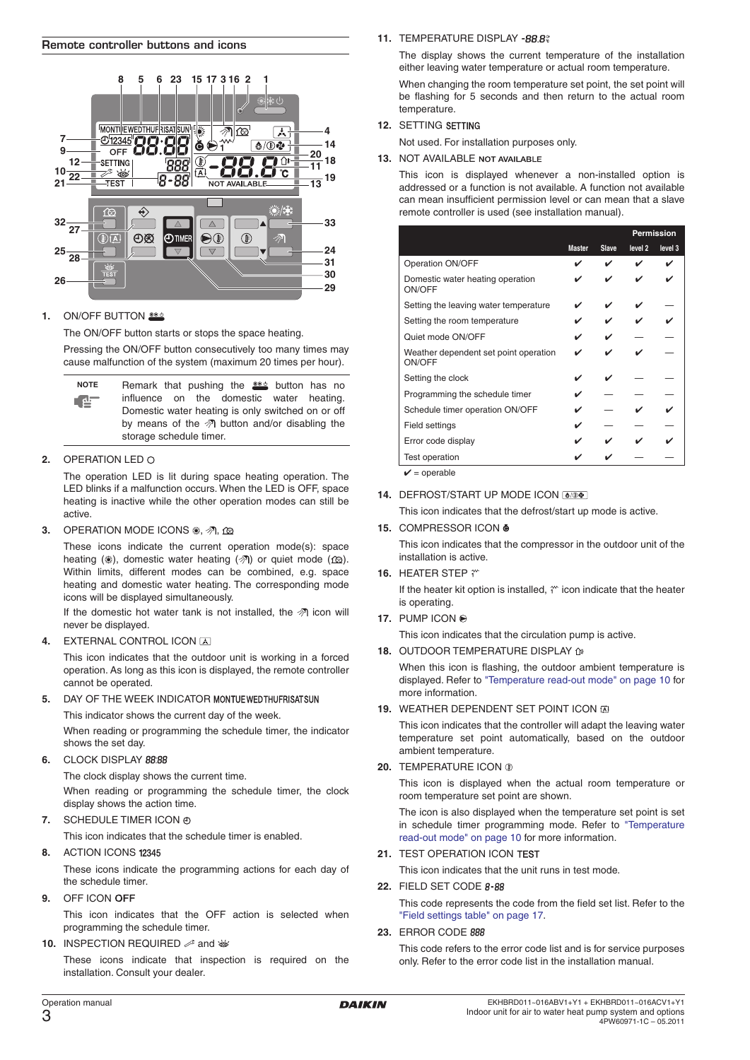## Remote controller buttons and icons

**1. ON/OFF BUTTON**

The ON/OFF button starts or stops the space heating.

Pressing the ON/OFF button consecutively too many times may cause malfunction of the system (maximum 20 times per hour).

> **NOTE**
>
> Remark that pushing the button has no influence on the domestic water heating. Domestic water heating is only switched on or off by means of the button and/or disabling the storage schedule timer.

**2. OPERATION LED**

The operation LED is lit during space heating operation. The LED blinks if a malfunction occurs. When the LED is OFF, space heating is inactive while the other operation modes can still be active.

**3. OPERATION MODE ICONS**

These icons indicate the current operation mode(s): space heating, domestic water heating or quiet mode. Within limits, different modes can be combined, e.g. space heating and domestic water heating. The corresponding mode icons will be displayed simultaneously.

If the domestic hot water tank is not installed, the icon will never be displayed.

**4. EXTERNAL CONTROL ICON**

This icon indicates that the outdoor unit is working in a forced operation. As long as this icon is displayed, the remote controller cannot be operated.

**5. DAY OF THE WEEK INDICATOR MONTUEWEDTHUFRISATSUN**

This indicator shows the current day of the week.

When reading or programming the schedule timer, the indicator shows the set day.

**6. CLOCK DISPLAY 88:88**

The clock display shows the current time.

When reading or programming the schedule timer, the clock display shows the action time.

**7. SCHEDULE TIMER ICON**

This icon indicates that the schedule timer is enabled.

**8. ACTION ICONS 12345**

These icons indicate the programming actions for each day of the schedule timer.

**9. OFF ICON OFF**

This icon indicates that the OFF action is selected when programming the schedule timer.

**10. INSPECTION REQUIRED and**

These icons indicate that inspection is required on the installation. Consult your dealer.

**11. TEMPERATURE DISPLAY -88.8**

The display shows the current temperature of the installation either leaving water temperature or actual room temperature.

When changing the room temperature set point, the set point will be flashing for 5 seconds and then return to the actual room temperature.

**12. SETTING SETTING**

Not used. For installation purposes only.

**13. NOT AVAILABLE NOT AVAILABLE**

This icon is displayed whenever a non-installed option is addressed or a function is not available. A function not available can mean insufficient permission level or can mean that a slave remote controller is used (see installation manual).

| | Permission | | | |
|---|---|---|---|---|
| | Master | Slave | level 2 | level 3 |
| Operation ON/OFF | ✔ | ✔ | ✔ | ✔ |
| Domestic water heating operation ON/OFF | ✔ | ✔ | ✔ | ✔ |
| Setting the leaving water temperature | ✔ | ✔ | ✔ | — |
| Setting the room temperature | ✔ | ✔ | ✔ | ✔ |
| Quiet mode ON/OFF | ✔ | ✔ | — | — |
| Weather dependent set point operation ON/OFF | ✔ | ✔ | ✔ | — |
| Setting the clock | ✔ | ✔ | — | — |
| Programming the schedule timer | ✔ | — | — | — |
| Schedule timer operation ON/OFF | ✔ | — | ✔ | ✔ |
| Field settings | ✔ | — | — | — |
| Error code display | ✔ | ✔ | ✔ | ✔ |
| Test operation | ✔ | ✔ | — | — |

✔ = operable

**14. DEFROST/START UP MODE ICON**

This icon indicates that the defrost/start up mode is active.

**15. COMPRESSOR ICON**

This icon indicates that the compressor in the outdoor unit of the installation is active.

**16. HEATER STEP**

If the heater kit option is installed, icon indicate that the heater is operating.

**17. PUMP ICON**

This icon indicates that the circulation pump is active.

**18. OUTDOOR TEMPERATURE DISPLAY**

When this icon is flashing, the outdoor ambient temperature is displayed. Refer to "Temperature read-out mode" on page 10 for more information.

**19. WEATHER DEPENDENT SET POINT ICON**

This icon indicates that the controller will adapt the leaving water temperature set point automatically, based on the outdoor ambient temperature.

**20. TEMPERATURE ICON**

This icon is displayed when the actual room temperature or room temperature set point are shown.

The icon is also displayed when the temperature set point is set in schedule timer programming mode. Refer to "Temperature read-out mode" on page 10 for more information.

**21. TEST OPERATION ICON TEST**

This icon indicates that the unit runs in test mode.

**22. FIELD SET CODE 8-88**

This code represents the code from the field set list. Refer to the "Field settings table" on page 17.

**23. ERROR CODE 888**

This code refers to the error code list and is for service purposes only. Refer to the error code list in the installation manual.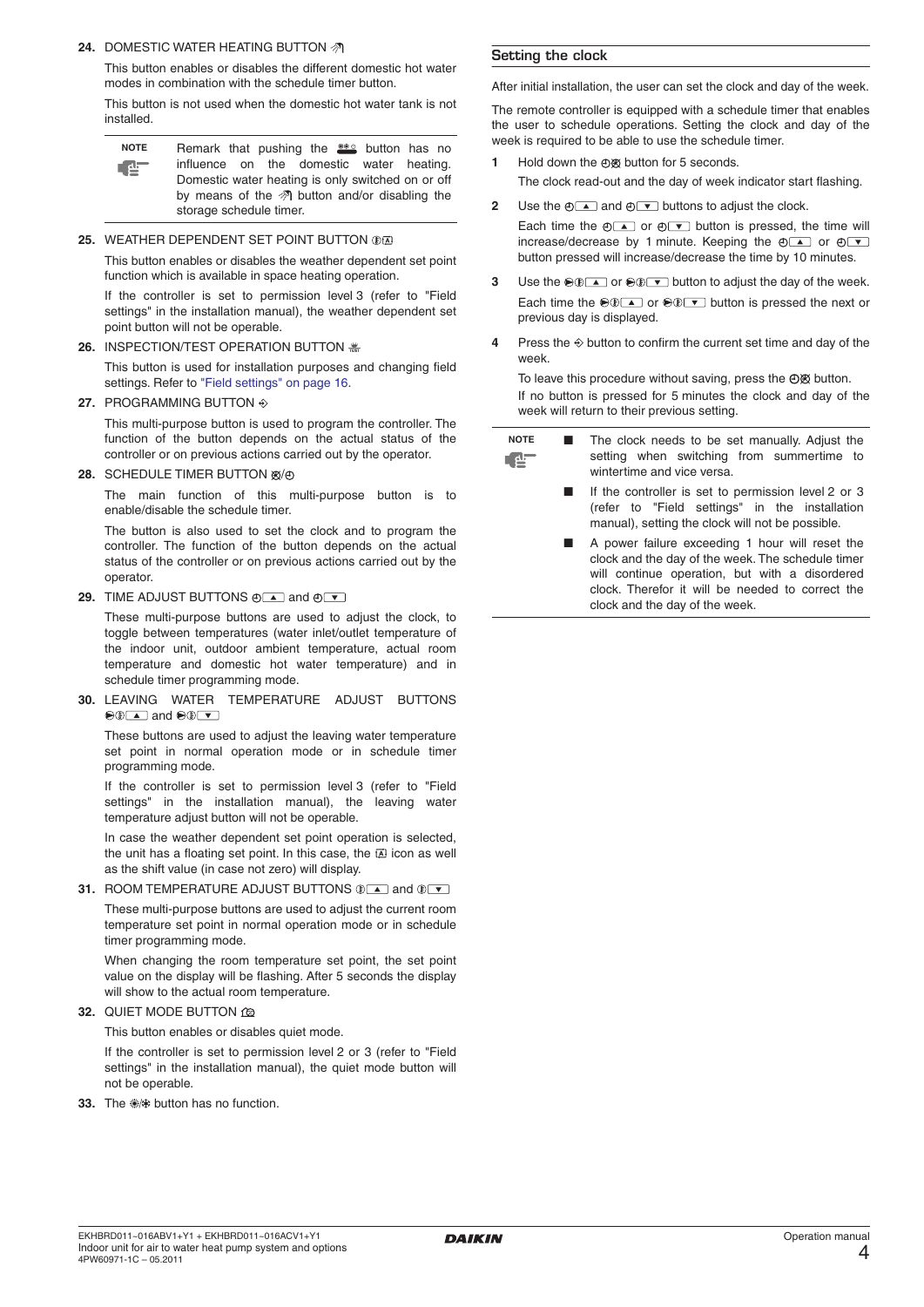24. DOMESTIC WATER HEATING BUTTON

This button enables or disables the different domestic hot water modes in combination with the schedule timer button.

This button is not used when the domestic hot water tank is not installed.

> **NOTE**
> Remark that pushing the button has no influence on the domestic water heating. Domestic water heating is only switched on or off by means of the button and/or disabling the storage schedule timer.

25. WEATHER DEPENDENT SET POINT BUTTON

This button enables or disables the weather dependent set point function which is available in space heating operation.

If the controller is set to permission level 3 (refer to "Field settings" in the installation manual), the weather dependent set point button will not be operable.

26. INSPECTION/TEST OPERATION BUTTON

This button is used for installation purposes and changing field settings. Refer to "Field settings" on page 16.

27. PROGRAMMING BUTTON

This multi-purpose button is used to program the controller. The function of the button depends on the actual status of the controller or on previous actions carried out by the operator.

28. SCHEDULE TIMER BUTTON

The main function of this multi-purpose button is to enable/disable the schedule timer.

The button is also used to set the clock and to program the controller. The function of the button depends on the actual status of the controller or on previous actions carried out by the operator.

29. TIME ADJUST BUTTONS ▲ and ▼

These multi-purpose buttons are used to adjust the clock, to toggle between temperatures (water inlet/outlet temperature of the indoor unit, outdoor ambient temperature, actual room temperature and domestic hot water temperature) and in schedule timer programming mode.

30. LEAVING WATER TEMPERATURE ADJUST BUTTONS ▲ and ▼

These buttons are used to adjust the leaving water temperature set point in normal operation mode or in schedule timer programming mode.

If the controller is set to permission level 3 (refer to "Field settings" in the installation manual), the leaving water temperature adjust button will not be operable.

In case the weather dependent set point operation is selected, the unit has a floating set point. In this case, the icon as well as the shift value (in case not zero) will display.

31. ROOM TEMPERATURE ADJUST BUTTONS ▲ and ▼

These multi-purpose buttons are used to adjust the current room temperature set point in normal operation mode or in schedule timer programming mode.

When changing the room temperature set point, the set point value on the display will be flashing. After 5 seconds the display will show to the actual room temperature.

32. QUIET MODE BUTTON

This button enables or disables quiet mode.

If the controller is set to permission level 2 or 3 (refer to "Field settings" in the installation manual), the quiet mode button will not be operable.

33. The button has no function.

## Setting the clock

After initial installation, the user can set the clock and day of the week.

The remote controller is equipped with a schedule timer that enables the user to schedule operations. Setting the clock and day of the week is required to be able to use the schedule timer.

1. Hold down the button for 5 seconds.

   The clock read-out and the day of week indicator start flashing.

2. Use the ▲ and ▼ buttons to adjust the clock.

   Each time the ▲ or ▼ button is pressed, the time will increase/decrease by 1 minute. Keeping the ▲ or ▼ button pressed will increase/decrease the time by 10 minutes.

3. Use the ▲ or ▼ button to adjust the day of the week.

   Each time the ▲ or ▼ button is pressed the next or previous day is displayed.

4. Press the button to confirm the current set time and day of the week.

   To leave this procedure without saving, press the button.

   If no button is pressed for 5 minutes the clock and day of the week will return to their previous setting.

> **NOTE**
> - The clock needs to be set manually. Adjust the setting when switching from summertime to wintertime and vice versa.
> - If the controller is set to permission level 2 or 3 (refer to "Field settings" in the installation manual), setting the clock will not be possible.
> - A power failure exceeding 1 hour will reset the clock and the day of the week. The schedule timer will continue operation, but with a disordered clock. Therefor it will be needed to correct the clock and the day of the week.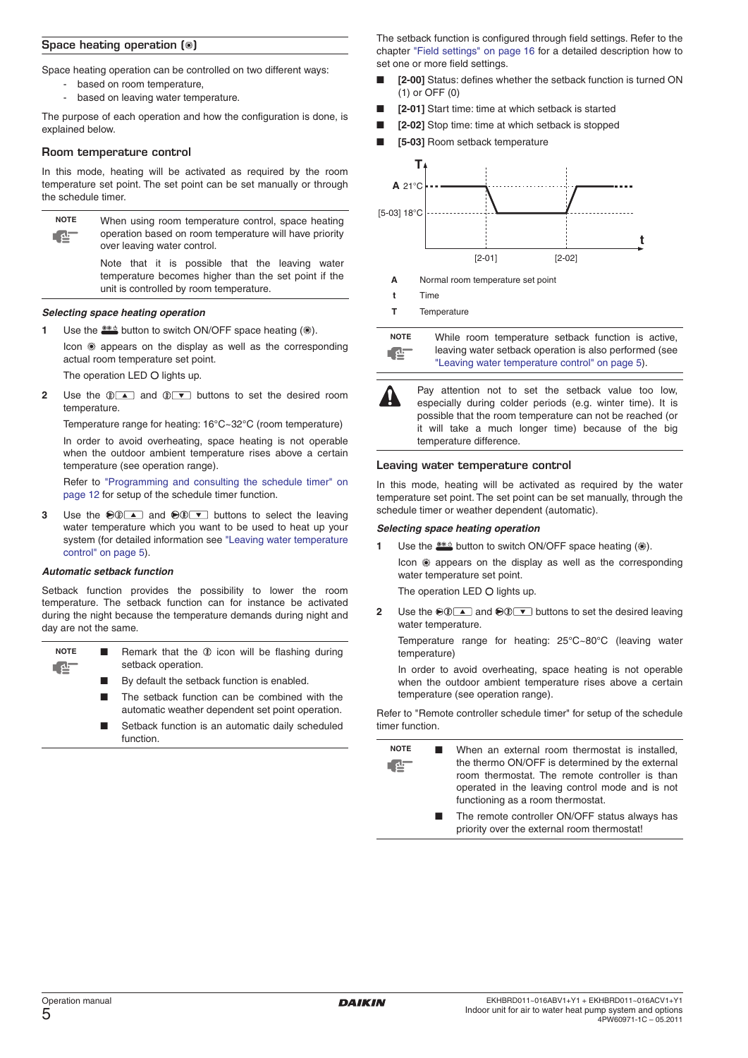## Space heating operation (☀)

Space heating operation can be controlled on two different ways:

- based on room temperature,
- based on leaving water temperature.

The purpose of each operation and how the configuration is done, is explained below.

### Room temperature control

In this mode, heating will be activated as required by the room temperature set point. The set point can be set manually or through the schedule timer.

> **NOTE**
>
> When using room temperature control, space heating operation based on room temperature will have priority over leaving water control.
>
> Note that it is possible that the leaving water temperature becomes higher than the set point if the unit is controlled by room temperature.

***Selecting space heating operation***

1. Use the button to switch ON/OFF space heating (☀).

   Icon ☀ appears on the display as well as the corresponding actual room temperature set point.

   The operation LED O lights up.

2. Use the ▲ and ▼ buttons to set the desired room temperature.

   Temperature range for heating: 16°C~32°C (room temperature)

   In order to avoid overheating, space heating is not operable when the outdoor ambient temperature rises above a certain temperature (see operation range).

   Refer to "Programming and consulting the schedule timer" on page 12 for setup of the schedule timer function.

3. Use the ▲ and ▼ buttons to select the leaving water temperature which you want to be used to heat up your system (for detailed information see "Leaving water temperature control" on page 5).

***Automatic setback function***

Setback function provides the possibility to lower the room temperature. The setback function can for instance be activated during the night because the temperature demands during night and day are not the same.

> **NOTE**
>
> - Remark that the icon will be flashing during setback operation.
> - By default the setback function is enabled.
> - The setback function can be combined with the automatic weather dependent set point operation.
> - Setback function is an automatic daily scheduled function.

The setback function is configured through field settings. Refer to the chapter "Field settings" on page 16 for a detailed description how to set one or more field settings.

- **[2-00]** Status: defines whether the setback function is turned ON (1) or OFF (0)
- **[2-01]** Start time: time at which setback is started
- **[2-02]** Stop time: time at which setback is stopped
- **[5-03]** Room setback temperature

T
A 21°C
[5-03] 18°C
[2-01] [2-02]
t

**A** Normal room temperature set point
**t** Time
**T** Temperature

> **NOTE**
>
> While room temperature setback function is active, leaving water setback operation is also performed (see "Leaving water temperature control" on page 5).

> ⚠ Pay attention not to set the setback value too low, especially during colder periods (e.g. winter time). It is possible that the room temperature can not be reached (or it will take a much longer time) because of the big temperature difference.

### Leaving water temperature control

In this mode, heating will be activated as required by the water temperature set point. The set point can be set manually, through the schedule timer or weather dependent (automatic).

***Selecting space heating operation***

1. Use the button to switch ON/OFF space heating (☀).

   Icon ☀ appears on the display as well as the corresponding water temperature set point.

   The operation LED O lights up.

2. Use the ▲ and ▼ buttons to set the desired leaving water temperature.

   Temperature range for heating: 25°C~80°C (leaving water temperature)

   In order to avoid overheating, space heating is not operable when the outdoor ambient temperature rises above a certain temperature (see operation range).

Refer to "Remote controller schedule timer" for setup of the schedule timer function.

> **NOTE**
>
> - When an external room thermostat is installed, the thermo ON/OFF is determined by the external room thermostat. The remote controller is than operated in the leaving control mode and is not functioning as a room thermostat.
> - The remote controller ON/OFF status always has priority over the external room thermostat!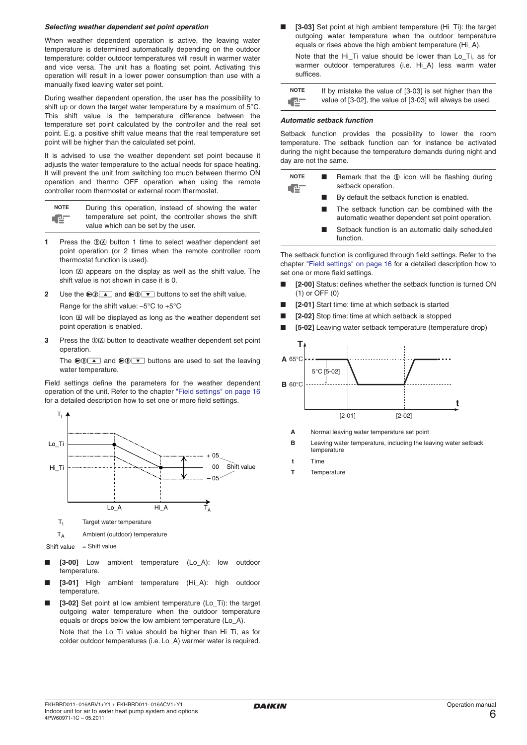### *Selecting weather dependent set point operation*

When weather dependent operation is active, the leaving water temperature is determined automatically depending on the outdoor temperature: colder outdoor temperatures will result in warmer water and vice versa. The unit has a floating set point. Activating this operation will result in a lower power consumption than use with a manually fixed leaving water set point.

During weather dependent operation, the user has the possibility to shift up or down the target water temperature by a maximum of 5°C. This shift value is the temperature difference between the temperature set point calculated by the controller and the real set point. E.g. a positive shift value means that the real temperature set point will be higher than the calculated set point.

It is advised to use the weather dependent set point because it adjusts the water temperature to the actual needs for space heating. It will prevent the unit from switching too much between thermo ON operation and thermo OFF operation when using the remote controller room thermostat or external room thermostat.

**NOTE** During this operation, instead of showing the water temperature set point, the controller shows the shift value which can be set by the user.

1. Press the ⓘⒶ button 1 time to select weather dependent set point operation (or 2 times when the remote controller room thermostat function is used).

   Icon Ⓐ appears on the display as well as the shift value. The shift value is not shown in case it is 0.

2. Use the ▲ and ▼ buttons to set the shift value.

   Range for the shift value: –5°C to +5°C

   Icon Ⓐ will be displayed as long as the weather dependent set point operation is enabled.

3. Press the ⓘⒶ button to deactivate weather dependent set point operation.

   The ▲ and ▼ buttons are used to set the leaving water temperature.

Field settings define the parameters for the weather dependent operation of the unit. Refer to the chapter "Field settings" on page 16 for a detailed description how to set one or more field settings.

$T_t$ Target water temperature

$T_A$ Ambient (outdoor) temperature

Shift value = Shift value

- **[3-00]** Low ambient temperature (Lo_A): low outdoor temperature.
- **[3-01]** High ambient temperature (Hi_A): high outdoor temperature.
- **[3-02]** Set point at low ambient temperature (Lo_Ti): the target outgoing water temperature when the outdoor temperature equals or drops below the low ambient temperature (Lo_A).

  Note that the Lo_Ti value should be higher than Hi_Ti, as for colder outdoor temperatures (i.e. Lo_A) warmer water is required.
- **[3-03]** Set point at high ambient temperature (Hi_Ti): the target outgoing water temperature when the outdoor temperature equals or rises above the high ambient temperature (Hi_A).

  Note that the Hi_Ti value should be lower than Lo_Ti, as for warmer outdoor temperatures (i.e. Hi_A) less warm water suffices.

**NOTE** If by mistake the value of [3-03] is set higher than the value of [3-02], the value of [3-03] will always be used.

### *Automatic setback function*

Setback function provides the possibility to lower the room temperature. The setback function can for instance be activated during the night because the temperature demands during night and day are not the same.

**NOTE**
- Remark that the ⓘ icon will be flashing during setback operation.
- By default the setback function is enabled.
- The setback function can be combined with the automatic weather dependent set point operation.
- Setback function is an automatic daily scheduled function.

The setback function is configured through field settings. Refer to the chapter "Field settings" on page 16 for a detailed description how to set one or more field settings.

- **[2-00]** Status: defines whether the setback function is turned ON (1) or OFF (0)
- **[2-01]** Start time: time at which setback is started
- **[2-02]** Stop time: time at which setback is stopped
- **[5-02]** Leaving water setback temperature (temperature drop)

**A** Normal leaving water temperature set point

**B** Leaving water temperature, including the leaving water setback temperature

**t** Time

**T** Temperature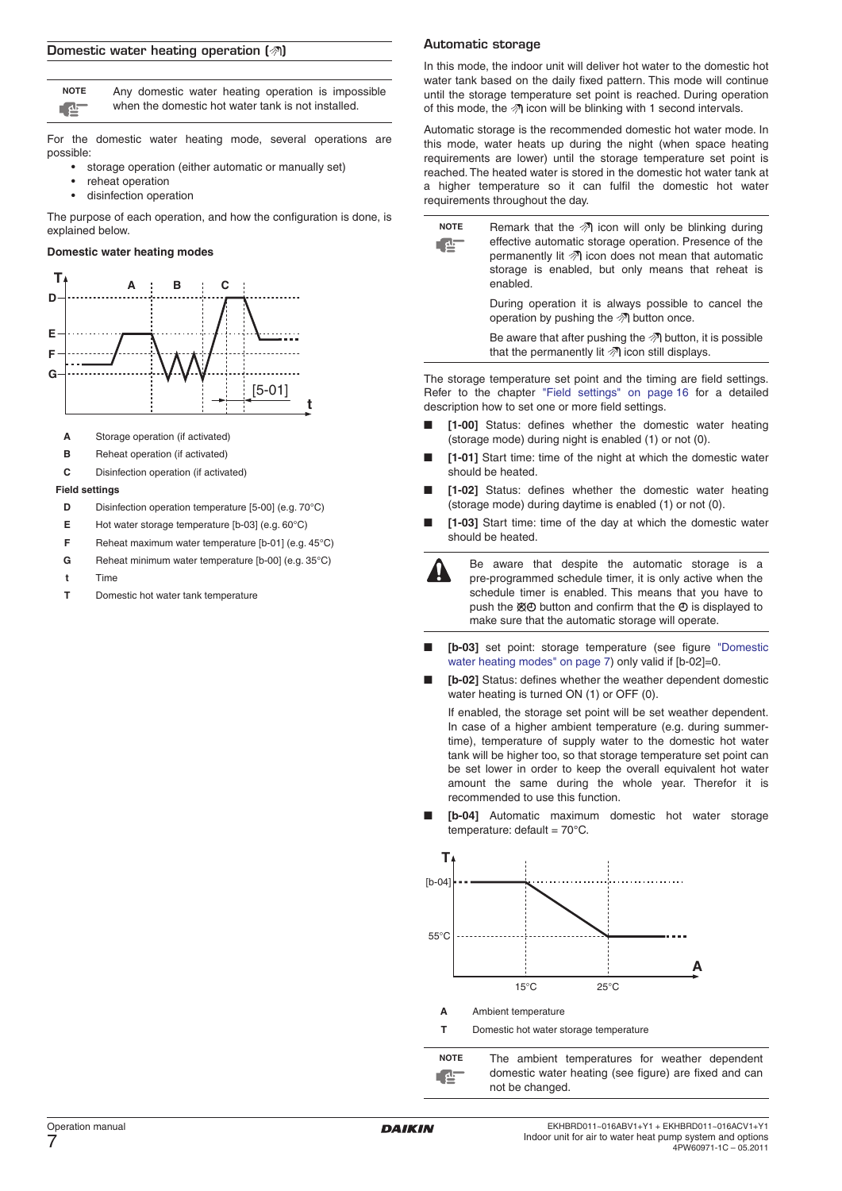## Domestic water heating operation (⚙)

**NOTE** Any domestic water heating operation is impossible when the domestic hot water tank is not installed.

For the domestic water heating mode, several operations are possible:

- storage operation (either automatic or manually set)
- reheat operation
- disinfection operation

The purpose of each operation, and how the configuration is done, is explained below.

**Domestic water heating modes**

- **A** Storage operation (if activated)
- **B** Reheat operation (if activated)
- **C** Disinfection operation (if activated)

**Field settings**

- **D** Disinfection operation temperature [5-00] (e.g. 70°C)
- **E** Hot water storage temperature [b-03] (e.g. 60°C)
- **F** Reheat maximum water temperature [b-01] (e.g. 45°C)
- **G** Reheat minimum water temperature [b-00] (e.g. 35°C)
- **t** Time
- **T** Domestic hot water tank temperature

### Automatic storage

In this mode, the indoor unit will deliver hot water to the domestic hot water tank based on the daily fixed pattern. This mode will continue until the storage temperature set point is reached. During operation of this mode, the ⚙ icon will be blinking with 1 second intervals.

Automatic storage is the recommended domestic hot water mode. In this mode, water heats up during the night (when space heating requirements are lower) until the storage temperature set point is reached. The heated water is stored in the domestic hot water tank at a higher temperature so it can fulfil the domestic hot water requirements throughout the day.

**NOTE** Remark that the ⚙ icon will only be blinking during effective automatic storage operation. Presence of the permanently lit ⚙ icon does not mean that automatic storage is enabled, but only means that reheat is enabled.

During operation it is always possible to cancel the operation by pushing the ⚙ button once.

Be aware that after pushing the ⚙ button, it is possible that the permanently lit ⚙ icon still displays.

The storage temperature set point and the timing are field settings. Refer to the chapter "Field settings" on page 16 for a detailed description how to set one or more field settings.

- **[1-00]** Status: defines whether the domestic water heating (storage mode) during night is enabled (1) or not (0).
- **[1-01]** Start time: time of the night at which the domestic water should be heated.
- **[1-02]** Status: defines whether the domestic water heating (storage mode) during daytime is enabled (1) or not (0).
- **[1-03]** Start time: time of the day at which the domestic water should be heated.

Be aware that despite the automatic storage is a pre-programmed schedule timer, it is only active when the schedule timer is enabled. This means that you have to push the ⊠⊕ button and confirm that the ⊕ is displayed to make sure that the automatic storage will operate.

- **[b-03]** set point: storage temperature (see figure "Domestic water heating modes" on page 7) only valid if [b-02]=0.
- **[b-02]** Status: defines whether the weather dependent domestic water heating is turned ON (1) or OFF (0).

  If enabled, the storage set point will be set weather dependent. In case of a higher ambient temperature (e.g. during summertime), temperature of supply water to the domestic hot water tank will be higher too, so that storage temperature set point can be set lower in order to keep the overall equivalent hot water amount the same during the whole year. Therefor it is recommended to use this function.
- **[b-04]** Automatic maximum domestic hot water storage temperature: default = 70°C.

- **A** Ambient temperature
- **T** Domestic hot water storage temperature

**NOTE** The ambient temperatures for weather dependent domestic water heating (see figure) are fixed and can not be changed.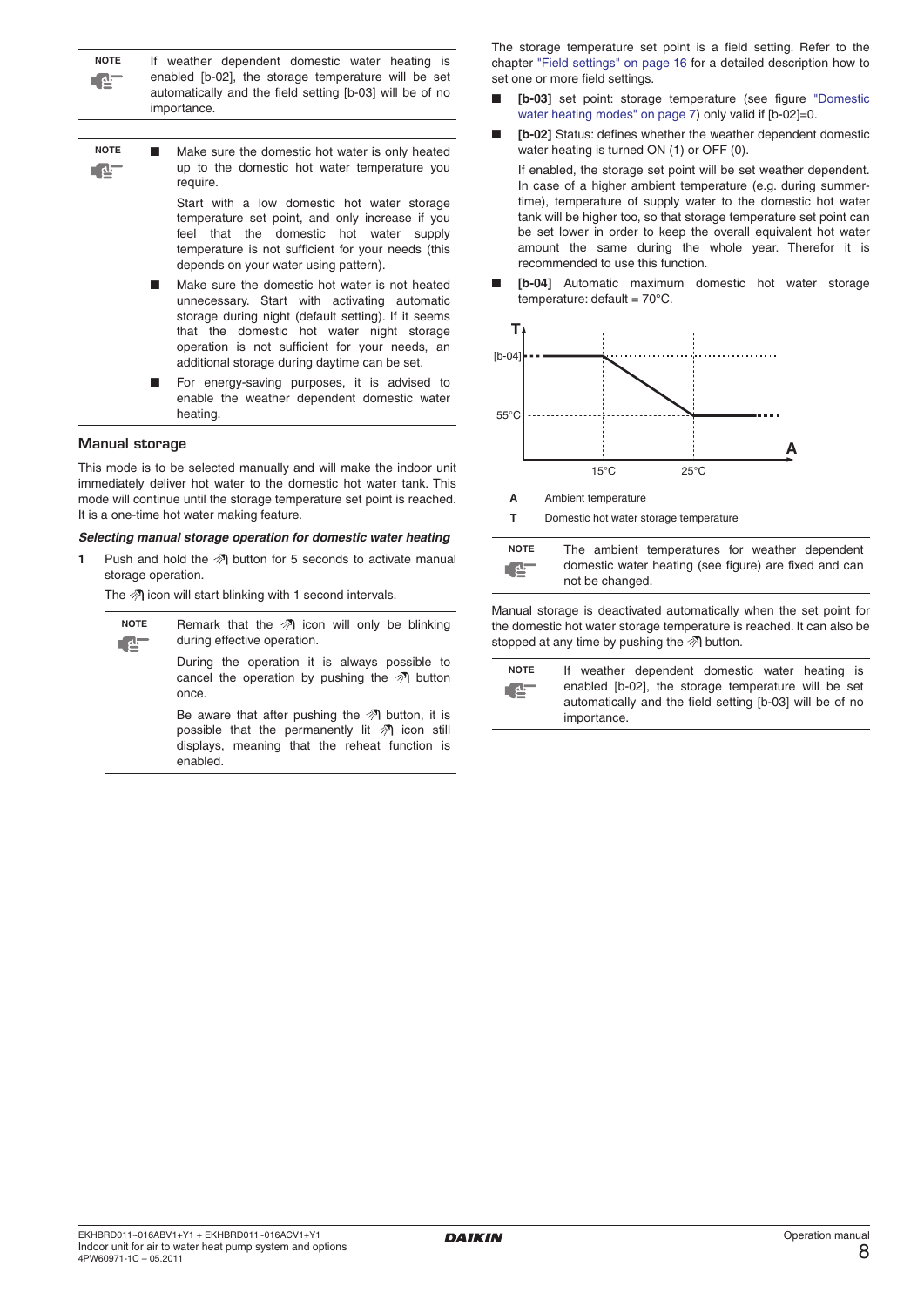**NOTE** If weather dependent domestic water heating is enabled [b-02], the storage temperature will be set automatically and the field setting [b-03] will be of no importance.

**NOTE**

- Make sure the domestic hot water is only heated up to the domestic hot water temperature you require.

  Start with a low domestic hot water storage temperature set point, and only increase if you feel that the domestic hot water supply temperature is not sufficient for your needs (this depends on your water using pattern).
- Make sure the domestic hot water is not heated unnecessary. Start with activating automatic storage during night (default setting). If it seems that the domestic hot water night storage operation is not sufficient for your needs, an additional storage during daytime can be set.
- For energy-saving purposes, it is advised to enable the weather dependent domestic water heating.

## Manual storage

This mode is to be selected manually and will make the indoor unit immediately deliver hot water to the domestic hot water tank. This mode will continue until the storage temperature set point is reached. It is a one-time hot water making feature.

***Selecting manual storage operation for domestic water heating***

**1** Push and hold the button for 5 seconds to activate manual storage operation.

The icon will start blinking with 1 second intervals.

**NOTE** Remark that the icon will only be blinking during effective operation.

During the operation it is always possible to cancel the operation by pushing the button once.

Be aware that after pushing the button, it is possible that the permanently lit icon still displays, meaning that the reheat function is enabled.

The storage temperature set point is a field setting. Refer to the chapter "Field settings" on page 16 for a detailed description how to set one or more field settings.

- **[b-03]** set point: storage temperature (see figure "Domestic water heating modes" on page 7) only valid if [b-02]=0.
- **[b-02]** Status: defines whether the weather dependent domestic water heating is turned ON (1) or OFF (0).

  If enabled, the storage set point will be set weather dependent. In case of a higher ambient temperature (e.g. during summertime), temperature of supply water to the domestic hot water tank will be higher too, so that storage temperature set point can be set lower in order to keep the overall equivalent hot water amount the same during the whole year. Therefor it is recommended to use this function.
- **[b-04]** Automatic maximum domestic hot water storage temperature: default = 70°C.

T, [b-04], 55°C, 15°C, 25°C, A

**A** Ambient temperature

**T** Domestic hot water storage temperature

**NOTE** The ambient temperatures for weather dependent domestic water heating (see figure) are fixed and can not be changed.

Manual storage is deactivated automatically when the set point for the domestic hot water storage temperature is reached. It can also be stopped at any time by pushing the button.

**NOTE** If weather dependent domestic water heating is enabled [b-02], the storage temperature will be set automatically and the field setting [b-03] will be of no importance.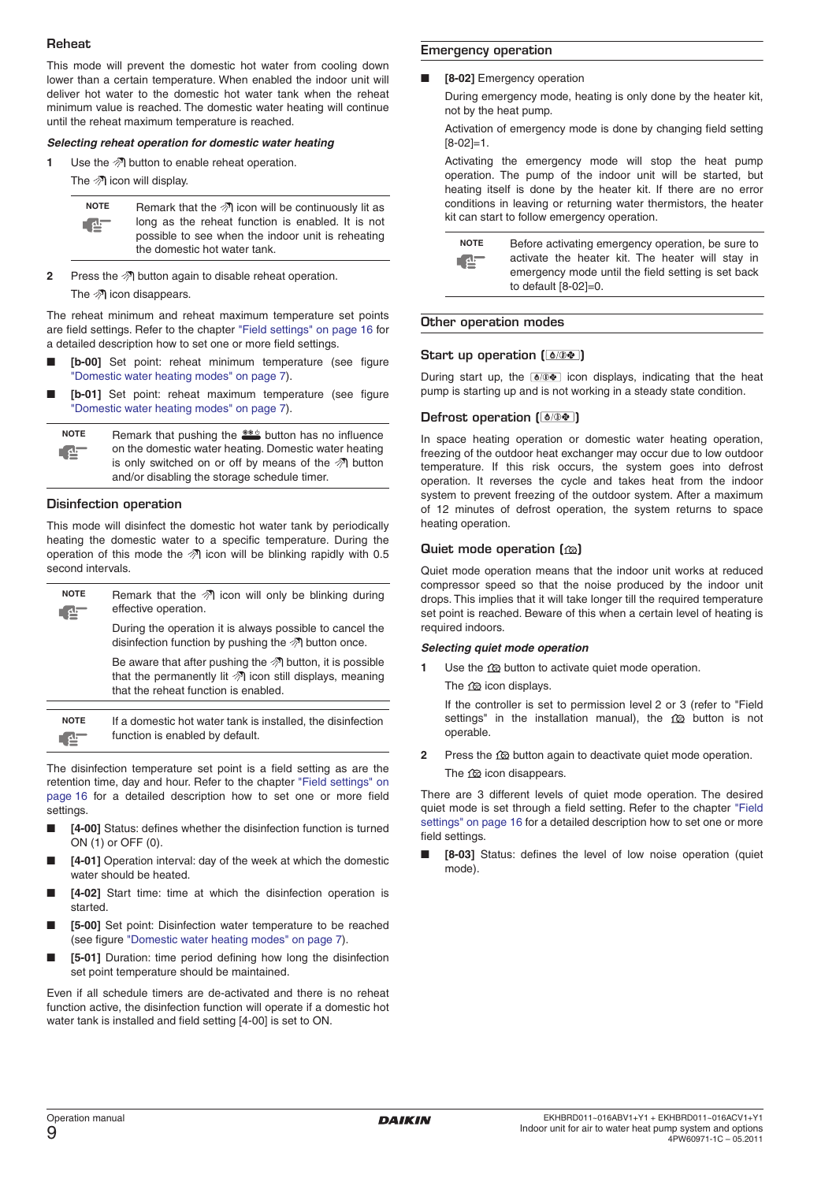## Reheat

This mode will prevent the domestic hot water from cooling down lower than a certain temperature. When enabled the indoor unit will deliver hot water to the domestic hot water tank when the reheat minimum value is reached. The domestic water heating will continue until the reheat maximum temperature is reached.

***Selecting reheat operation for domestic water heating***

1. Use the button to enable reheat operation.

   The icon will display.

   > **NOTE** Remark that the icon will be continuously lit as long as the reheat function is enabled. It is not possible to see when the indoor unit is reheating the domestic hot water tank.

2. Press the button again to disable reheat operation.

   The icon disappears.

The reheat minimum and reheat maximum temperature set points are field settings. Refer to the chapter "Field settings" on page 16 for a detailed description how to set one or more field settings.

- **[b-00]** Set point: reheat minimum temperature (see figure "Domestic water heating modes" on page 7).
- **[b-01]** Set point: reheat maximum temperature (see figure "Domestic water heating modes" on page 7).

> **NOTE** Remark that pushing the button has no influence on the domestic water heating. Domestic water heating is only switched on or off by means of the button and/or disabling the storage schedule timer.

## Disinfection operation

This mode will disinfect the domestic hot water tank by periodically heating the domestic water to a specific temperature. During the operation of this mode the icon will be blinking rapidly with 0.5 second intervals.

> **NOTE** Remark that the icon will only be blinking during effective operation.
>
> During the operation it is always possible to cancel the disinfection function by pushing the button once.
>
> Be aware that after pushing the button, it is possible that the permanently lit icon still displays, meaning that the reheat function is enabled.

> **NOTE** If a domestic hot water tank is installed, the disinfection function is enabled by default.

The disinfection temperature set point is a field setting as are the retention time, day and hour. Refer to the chapter "Field settings" on page 16 for a detailed description how to set one or more field settings.

- **[4-00]** Status: defines whether the disinfection function is turned ON (1) or OFF (0).
- **[4-01]** Operation interval: day of the week at which the domestic water should be heated.
- **[4-02]** Start time: time at which the disinfection operation is started.
- **[5-00]** Set point: Disinfection water temperature to be reached (see figure "Domestic water heating modes" on page 7).
- **[5-01]** Duration: time period defining how long the disinfection set point temperature should be maintained.

Even if all schedule timers are de-activated and there is no reheat function active, the disinfection function will operate if a domestic hot water tank is installed and field setting [4-00] is set to ON.

## Emergency operation

- **[8-02]** Emergency operation

  During emergency mode, heating is only done by the heater kit, not by the heat pump.

  Activation of emergency mode is done by changing field setting [8-02]=1.

  Activating the emergency mode will stop the heat pump operation. The pump of the indoor unit will be started, but heating itself is done by the heater kit. If there are no error conditions in leaving or returning water thermistors, the heater kit can start to follow emergency operation.

  > **NOTE** Before activating emergency operation, be sure to activate the heater kit. The heater will stay in emergency mode until the field setting is set back to default [8-02]=0.

## Other operation modes

### Start up operation

During start up, the icon displays, indicating that the heat pump is starting up and is not working in a steady state condition.

### Defrost operation

In space heating operation or domestic water heating operation, freezing of the outdoor heat exchanger may occur due to low outdoor temperature. If this risk occurs, the system goes into defrost operation. It reverses the cycle and takes heat from the indoor system to prevent freezing of the outdoor system. After a maximum of 12 minutes of defrost operation, the system returns to space heating operation.

### Quiet mode operation

Quiet mode operation means that the indoor unit works at reduced compressor speed so that the noise produced by the indoor unit drops. This implies that it will take longer till the required temperature set point is reached. Beware of this when a certain level of heating is required indoors.

***Selecting quiet mode operation***

1. Use the button to activate quiet mode operation.

   The icon displays.

   If the controller is set to permission level 2 or 3 (refer to "Field settings" in the installation manual), the button is not operable.

2. Press the button again to deactivate quiet mode operation.

   The icon disappears.

There are 3 different levels of quiet mode operation. The desired quiet mode is set through a field setting. Refer to the chapter "Field settings" on page 16 for a detailed description how to set one or more field settings.

- **[8-03]** Status: defines the level of low noise operation (quiet mode).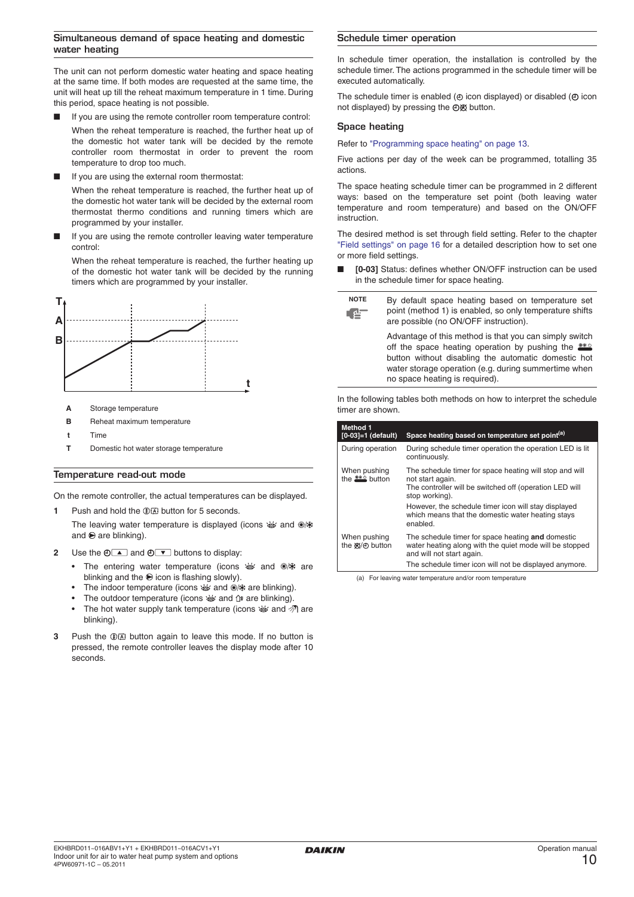## Simultaneous demand of space heating and domestic water heating

The unit can not perform domestic water heating and space heating at the same time. If both modes are requested at the same time, the unit will heat up till the reheat maximum temperature in 1 time. During this period, space heating is not possible.

- If you are using the remote controller room temperature control:

  When the reheat temperature is reached, the further heat up of the domestic hot water tank will be decided by the remote controller room thermostat in order to prevent the room temperature to drop too much.

- If you are using the external room thermostat:

  When the reheat temperature is reached, the further heat up of the domestic hot water tank will be decided by the external room thermostat thermo conditions and running timers which are programmed by your installer.

- If you are using the remote controller leaving water temperature control:

  When the reheat temperature is reached, the further heating up of the domestic hot water tank will be decided by the running timers which are programmed by your installer.

| | |
|---|---|
| **A** | Storage temperature |
| **B** | Reheat maximum temperature |
| **t** | Time |
| **T** | Domestic hot water storage temperature |

## Temperature read-out mode

On the remote controller, the actual temperatures can be displayed.

1. Push and hold the button for 5 seconds.

   The leaving water temperature is displayed (icons and and are blinking).

2. Use the ▲ and ▼ buttons to display:
   - The entering water temperature (icons and are blinking and the icon is flashing slowly).
   - The indoor temperature (icons and are blinking).
   - The outdoor temperature (icons and are blinking).
   - The hot water supply tank temperature (icons and are blinking).

3. Push the button again to leave this mode. If no button is pressed, the remote controller leaves the display mode after 10 seconds.

## Schedule timer operation

In schedule timer operation, the installation is controlled by the schedule timer. The actions programmed in the schedule timer will be executed automatically.

The schedule timer is enabled ( icon displayed) or disabled ( icon not displayed) by pressing the button.

### Space heating

Refer to "Programming space heating" on page 13.

Five actions per day of the week can be programmed, totalling 35 actions.

The space heating schedule timer can be programmed in 2 different ways: based on the temperature set point (both leaving water temperature and room temperature) and based on the ON/OFF instruction.

The desired method is set through field setting. Refer to the chapter "Field settings" on page 16 for a detailed description how to set one or more field settings.

- **[0-03]** Status: defines whether ON/OFF instruction can be used in the schedule timer for space heating.

**NOTE**

By default space heating based on temperature set point (method 1) is enabled, so only temperature shifts are possible (no ON/OFF instruction).

Advantage of this method is that you can simply switch off the space heating operation by pushing the button without disabling the automatic domestic hot water storage operation (e.g. during summertime when no space heating is required).

In the following tables both methods on how to interpret the schedule timer are shown.

| Method 1 [0-03]=1 (default) | Space heating based on temperature set point[a] |
|---|---|
| During operation | During schedule timer operation the operation LED is lit continuously. |
| When pushing the button | The schedule timer for space heating will stop and will not start again. The controller will be switched off (operation LED will stop working). However, the schedule timer icon will stay displayed which means that the domestic water heating stays enabled. |
| When pushing the button | The schedule timer for space heating **and** domestic water heating along with the quiet mode will be stopped and will not start again. The schedule timer icon will not be displayed anymore. |

(a) For leaving water temperature and/or room temperature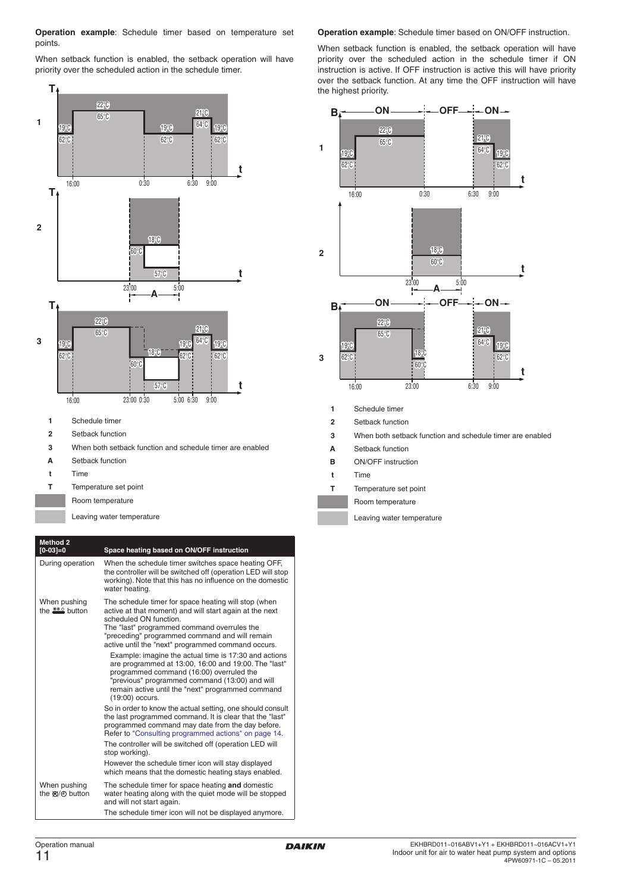**Operation example**: Schedule timer based on temperature set points.

When setback function is enabled, the setback operation will have priority over the scheduled action in the schedule timer.

| | |
|---|---|
| **1** | Schedule timer |
| **2** | Setback function |
| **3** | When both setback function and schedule timer are enabled |
| **A** | Setback function |
| **t** | Time |
| **T** | Temperature set point |
| | Room temperature |
| | Leaving water temperature |

| Method 2 [0-03]=0 | Space heating based on ON/OFF instruction |
|---|---|
| During operation | When the schedule timer switches space heating OFF, the controller will be switched off (operation LED will stop working). Note that this has no influence on the domestic water heating. |
| When pushing the button | The schedule timer for space heating will stop (when active at that moment) and will start again at the next scheduled ON function. The "last" programmed command overrules the "preceding" programmed command and will remain active until the "next" programmed command occurs. Example: imagine the actual time is 17:30 and actions are programmed at 13:00, 16:00 and 19:00. The "last" programmed command (16:00) overruled the "previous" programmed command (13:00) and will remain active until the "next" programmed command (19:00) occurs. So in order to know the actual setting, one should consult the last programmed command. It is clear that the "last" programmed command may date from the day before. Refer to "Consulting programmed actions" on page 14. The controller will be switched off (operation LED will stop working). However the schedule timer icon will stay displayed which means that the domestic heating stays enabled. |
| When pushing the button | The schedule timer for space heating **and** domestic water heating along with the quiet mode will be stopped and will not start again. The schedule timer icon will not be displayed anymore. |

**Operation example**: Schedule timer based on ON/OFF instruction.

When setback function is enabled, the setback operation will have priority over the scheduled action in the schedule timer if ON instruction is active. If OFF instruction is active this will have priority over the setback function. At any time the OFF instruction will have the highest priority.

| | |
|---|---|
| **1** | Schedule timer |
| **2** | Setback function |
| **3** | When both setback function and schedule timer are enabled |
| **A** | Setback function |
| **B** | ON/OFF instruction |
| **t** | Time |
| **T** | Temperature set point |
| | Room temperature |
| | Leaving water temperature |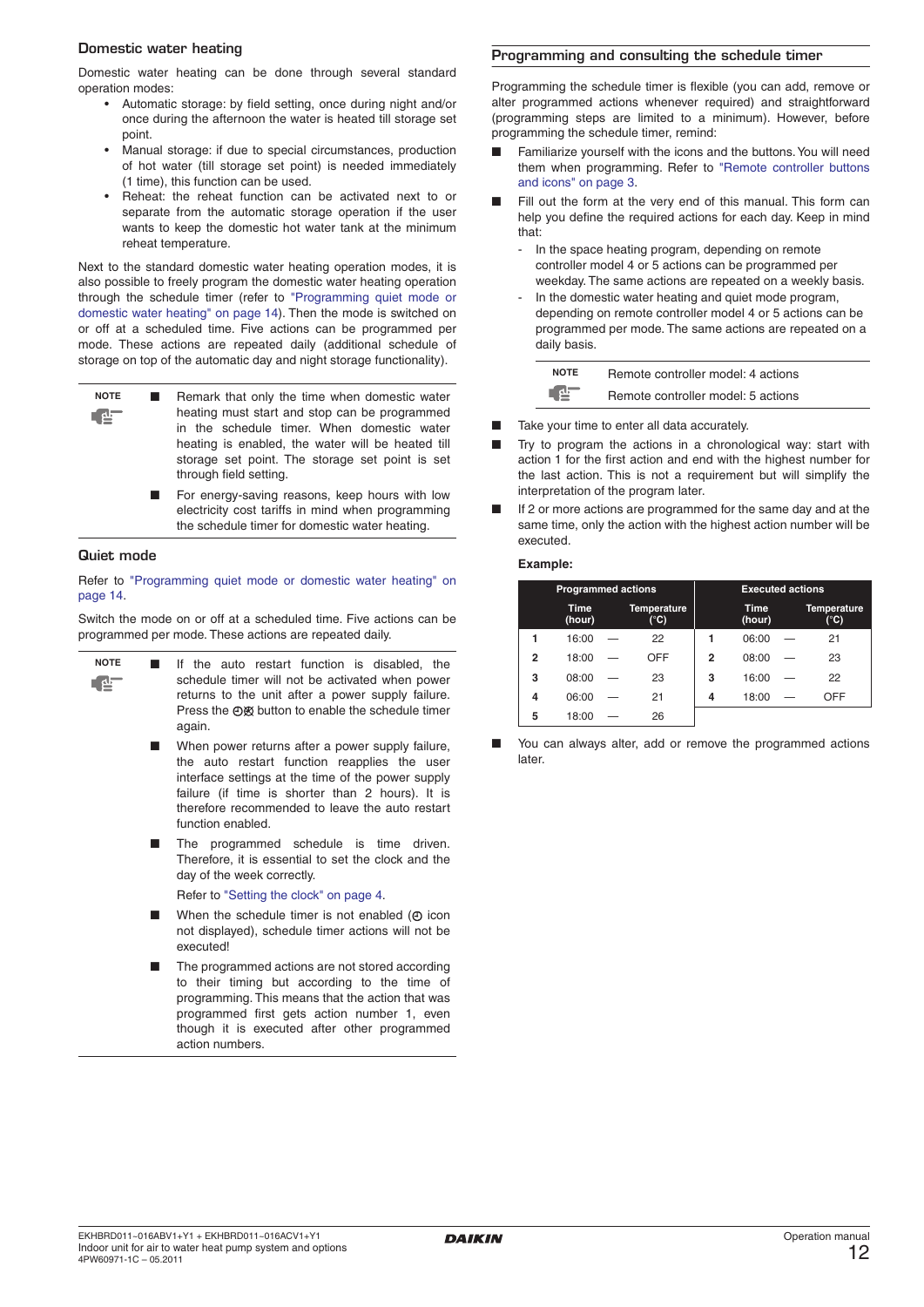### Domestic water heating

Domestic water heating can be done through several standard operation modes:

- Automatic storage: by field setting, once during night and/or once during the afternoon the water is heated till storage set point.
- Manual storage: if due to special circumstances, production of hot water (till storage set point) is needed immediately (1 time), this function can be used.
- Reheat: the reheat function can be activated next to or separate from the automatic storage operation if the user wants to keep the domestic hot water tank at the minimum reheat temperature.

Next to the standard domestic water heating operation modes, it is also possible to freely program the domestic water heating operation through the schedule timer (refer to "Programming quiet mode or domestic water heating" on page 14). Then the mode is switched on or off at a scheduled time. Five actions can be programmed per mode. These actions are repeated daily (additional schedule of storage on top of the automatic day and night storage functionality).

**NOTE**

- Remark that only the time when domestic water heating must start and stop can be programmed in the schedule timer. When domestic water heating is enabled, the water will be heated till storage set point. The storage set point is set through field setting.
- For energy-saving reasons, keep hours with low electricity cost tariffs in mind when programming the schedule timer for domestic water heating.

### Quiet mode

Refer to "Programming quiet mode or domestic water heating" on page 14.

Switch the mode on or off at a scheduled time. Five actions can be programmed per mode. These actions are repeated daily.

**NOTE**

- If the auto restart function is disabled, the schedule timer will not be activated when power returns to the unit after a power supply failure. Press the ⊕⊗ button to enable the schedule timer again.
- When power returns after a power supply failure, the auto restart function reapplies the user interface settings at the time of the power supply failure (if time is shorter than 2 hours). It is therefore recommended to leave the auto restart function enabled.
- The programmed schedule is time driven. Therefore, it is essential to set the clock and the day of the week correctly.

  Refer to "Setting the clock" on page 4.
- When the schedule timer is not enabled (⊕ icon not displayed), schedule timer actions will not be executed!
- The programmed actions are not stored according to their timing but according to the time of programming. This means that the action that was programmed first gets action number 1, even though it is executed after other programmed action numbers.

### Programming and consulting the schedule timer

Programming the schedule timer is flexible (you can add, remove or alter programmed actions whenever required) and straightforward (programming steps are limited to a minimum). However, before programming the schedule timer, remind:

- Familiarize yourself with the icons and the buttons. You will need them when programming. Refer to "Remote controller buttons and icons" on page 3.
- Fill out the form at the very end of this manual. This form can help you define the required actions for each day. Keep in mind that:
  - In the space heating program, depending on remote controller model 4 or 5 actions can be programmed per weekday. The same actions are repeated on a weekly basis.
  - In the domestic water heating and quiet mode program, depending on remote controller model 4 or 5 actions can be programmed per mode. The same actions are repeated on a daily basis.

  **NOTE**
  Remote controller model: 4 actions
  Remote controller model: 5 actions

- Take your time to enter all data accurately.
- Try to program the actions in a chronological way: start with action 1 for the first action and end with the highest number for the last action. This is not a requirement but will simplify the interpretation of the program later.
- If 2 or more actions are programmed for the same day and at the same time, only the action with the highest action number will be executed.

**Example:**

| Programmed actions | | | | Executed actions | | | |
|---|---|---|---|---|---|---|---|
| | Time (hour) | | Temperature (°C) | | Time (hour) | | Temperature (°C) |
| 1 | 16:00 | — | 22 | 1 | 06:00 | — | 21 |
| 2 | 18:00 | — | OFF | 2 | 08:00 | — | 23 |
| 3 | 08:00 | — | 23 | 3 | 16:00 | — | 22 |
| 4 | 06:00 | — | 21 | 4 | 18:00 | — | OFF |
| 5 | 18:00 | — | 26 | | | | |

- You can always alter, add or remove the programmed actions later.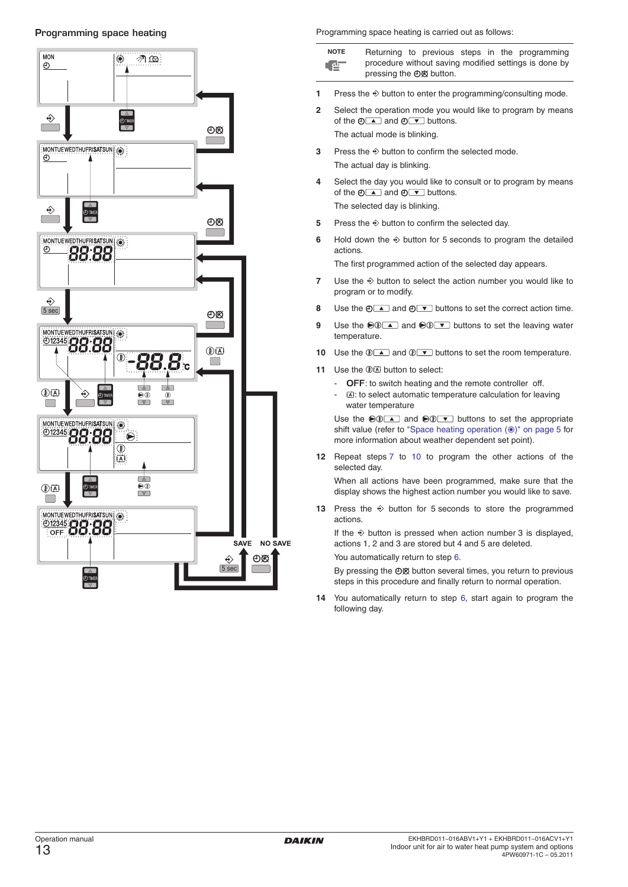## Programming space heating

Programming space heating is carried out as follows:

> **NOTE** Returning to previous steps in the programming procedure without saving modified settings is done by pressing the ⊕⊠ button.

1. Press the ⊕ button to enter the programming/consulting mode.
2. Select the operation mode you would like to program by means of the ⊕▲ and ⊕▼ buttons.

   The actual mode is blinking.
3. Press the ⊕ button to confirm the selected mode.

   The actual day is blinking.
4. Select the day you would like to consult or to program by means of the ⊕▲ and ⊕▼ buttons.

   The selected day is blinking.
5. Press the ⊕ button to confirm the selected day.
6. Hold down the ⊕ button for 5 seconds to program the detailed actions.

   The first programmed action of the selected day appears.
7. Use the ⊕ button to select the action number you would like to program or to modify.
8. Use the ⊕▲ and ⊕▼ buttons to set the correct action time.
9. Use the ⊕⊕▲ and ⊕⊕▼ buttons to set the leaving water temperature.
10. Use the ⊕▲ and ⊕▼ buttons to set the room temperature.
11. Use the ⊕A button to select:
    - **OFF**: to switch heating and the remote controller off.
    - A: to select automatic temperature calculation for leaving water temperature

    Use the ⊕⊕▲ and ⊕⊕▼ buttons to set the appropriate shift value (refer to "Space heating operation (☼)" on page 5 for more information about weather dependent set point).
12. Repeat steps 7 to 10 to program the other actions of the selected day.

    When all actions have been programmed, make sure that the display shows the highest action number you would like to save.
13. Press the ⊕ button for 5 seconds to store the programmed actions.

    If the ⊕ button is pressed when action number 3 is displayed, actions 1, 2 and 3 are stored but 4 and 5 are deleted.

    You automatically return to step 6.

    By pressing the ⊕⊠ button several times, you return to previous steps in this procedure and finally return to normal operation.
14. You automatically return to step 6, start again to program the following day.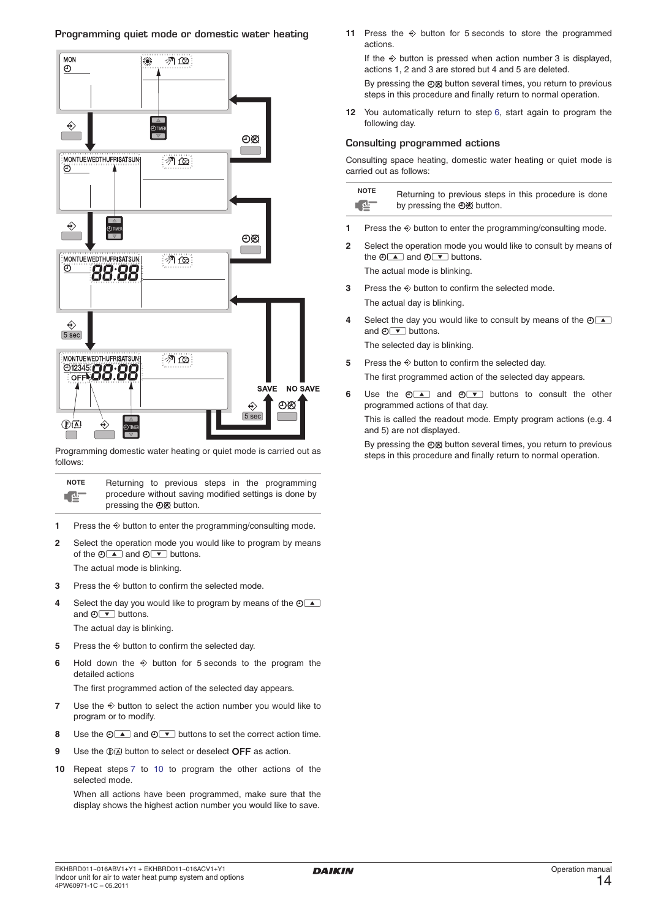### Programming quiet mode or domestic water heating

Programming domestic water heating or quiet mode is carried out as follows:

| NOTE | Returning to previous steps in the programming procedure without saving modified settings is done by pressing the ⊕⊗ button. |
|---|---|

1. Press the ⟐ button to enter the programming/consulting mode.
2. Select the operation mode you would like to program by means of the ⊕▲ and ⊕▼ buttons.

   The actual mode is blinking.
3. Press the ⟐ button to confirm the selected mode.
4. Select the day you would like to program by means of the ⊕▲ and ⊕▼ buttons.

   The actual day is blinking.
5. Press the ⟐ button to confirm the selected day.
6. Hold down the ⟐ button for 5 seconds to the program the detailed actions

   The first programmed action of the selected day appears.
7. Use the ⟐ button to select the action number you would like to program or to modify.
8. Use the ⊕▲ and ⊕▼ buttons to set the correct action time.
9. Use the ⓓⒶ button to select or deselect **OFF** as action.
10. Repeat steps 7 to 10 to program the other actions of the selected mode.

    When all actions have been programmed, make sure that the display shows the highest action number you would like to save.
11. Press the ⟐ button for 5 seconds to store the programmed actions.

    If the ⟐ button is pressed when action number 3 is displayed, actions 1, 2 and 3 are stored but 4 and 5 are deleted.

    By pressing the ⊕⊗ button several times, you return to previous steps in this procedure and finally return to normal operation.
12. You automatically return to step 6, start again to program the following day.

### Consulting programmed actions

Consulting space heating, domestic water heating or quiet mode is carried out as follows:

| NOTE | Returning to previous steps in this procedure is done by pressing the ⊕⊗ button. |
|---|---|

1. Press the ⟐ button to enter the programming/consulting mode.
2. Select the operation mode you would like to consult by means of the ⊕▲ and ⊕▼ buttons.

   The actual mode is blinking.
3. Press the ⟐ button to confirm the selected mode.

   The actual day is blinking.
4. Select the day you would like to consult by means of the ⊕▲ and ⊕▼ buttons.

   The selected day is blinking.
5. Press the ⟐ button to confirm the selected day.

   The first programmed action of the selected day appears.
6. Use the ⊕▲ and ⊕▼ buttons to consult the other programmed actions of that day.

   This is called the readout mode. Empty program actions (e.g. 4 and 5) are not displayed.

   By pressing the ⊕⊗ button several times, you return to previous steps in this procedure and finally return to normal operation.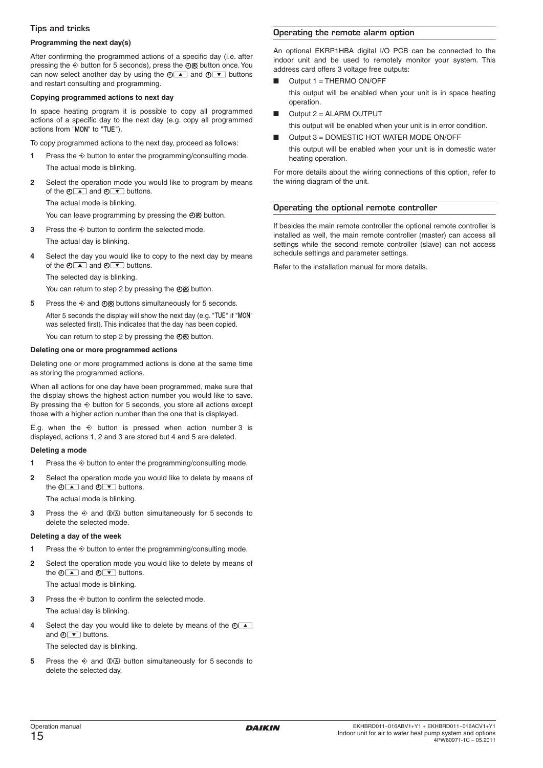### Tips and tricks

**Programming the next day(s)**

After confirming the programmed actions of a specific day (i.e. after pressing the ⊕ button for 5 seconds), press the ⊕⊗ button once. You can now select another day by using the ⊕▲ and ⊕▼ buttons and restart consulting and programming.

**Copying programmed actions to next day**

In space heating program it is possible to copy all programmed actions of a specific day to the next day (e.g. copy all programmed actions from "MON" to "TUE").

To copy programmed actions to the next day, proceed as follows:

1. Press the ⊕ button to enter the programming/consulting mode.
   
   The actual mode is blinking.
2. Select the operation mode you would like to program by means of the ⊕▲ and ⊕▼ buttons.
   
   The actual mode is blinking.
   
   You can leave programming by pressing the ⊕⊗ button.
3. Press the ⊕ button to confirm the selected mode.
   
   The actual day is blinking.
4. Select the day you would like to copy to the next day by means of the ⊕▲ and ⊕▼ buttons.
   
   The selected day is blinking.
   
   You can return to step 2 by pressing the ⊕⊗ button.
5. Press the ⊕ and ⊕⊗ buttons simultaneously for 5 seconds.
   
   After 5 seconds the display will show the next day (e.g. "TUE" if "MON" was selected first). This indicates that the day has been copied.
   
   You can return to step 2 by pressing the ⊕⊗ button.

**Deleting one or more programmed actions**

Deleting one or more programmed actions is done at the same time as storing the programmed actions.

When all actions for one day have been programmed, make sure that the display shows the highest action number you would like to save. By pressing the ⊕ button for 5 seconds, you store all actions except those with a higher action number than the one that is displayed.

E.g. when the ⊕ button is pressed when action number 3 is displayed, actions 1, 2 and 3 are stored but 4 and 5 are deleted.

**Deleting a mode**

1. Press the ⊕ button to enter the programming/consulting mode.
2. Select the operation mode you would like to delete by means of the ⊕▲ and ⊕▼ buttons.
   
   The actual mode is blinking.
3. Press the ⊕ and ⊕Ⓐ button simultaneously for 5 seconds to delete the selected mode.

**Deleting a day of the week**

1. Press the ⊕ button to enter the programming/consulting mode.
2. Select the operation mode you would like to delete by means of the ⊕▲ and ⊕▼ buttons.
   
   The actual mode is blinking.
3. Press the ⊕ button to confirm the selected mode.
   
   The actual day is blinking.
4. Select the day you would like to delete by means of the ⊕▲ and ⊕▼ buttons.
   
   The selected day is blinking.
5. Press the ⊕ and ⊕Ⓐ button simultaneously for 5 seconds to delete the selected day.

## Operating the remote alarm option

An optional EKRP1HBA digital I/O PCB can be connected to the indoor unit and be used to remotely monitor your system. This address card offers 3 voltage free outputs:

- Output 1 = THERMO ON/OFF
  
  this output will be enabled when your unit is in space heating operation.
- Output 2 = ALARM OUTPUT
  
  this output will be enabled when your unit is in error condition.
- Output 3 = DOMESTIC HOT WATER MODE ON/OFF
  
  this output will be enabled when your unit is in domestic water heating operation.

For more details about the wiring connections of this option, refer to the wiring diagram of the unit.

## Operating the optional remote controller

If besides the main remote controller the optional remote controller is installed as well, the main remote controller (master) can access all settings while the second remote controller (slave) can not access schedule settings and parameter settings.

Refer to the installation manual for more details.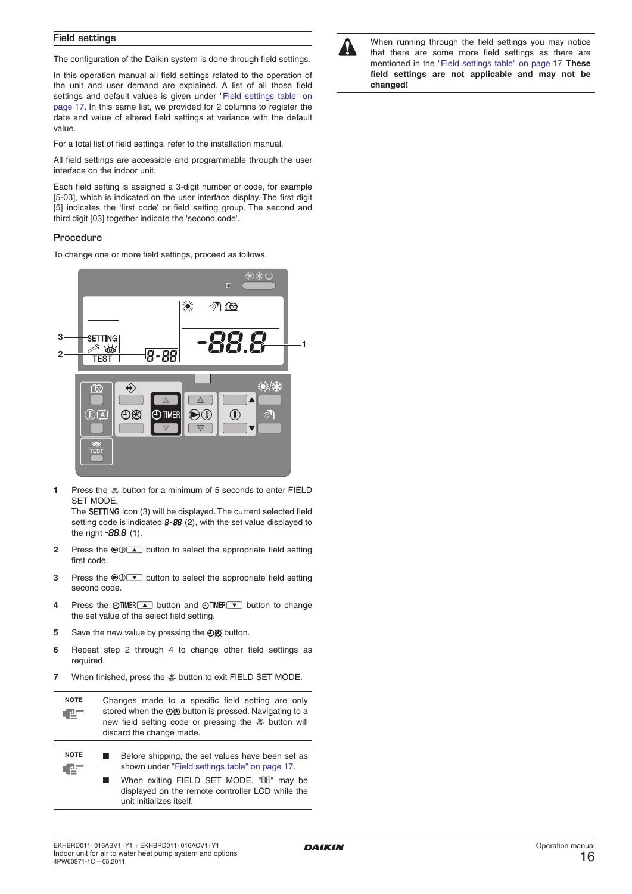## Field settings

The configuration of the Daikin system is done through field settings.

In this operation manual all field settings related to the operation of the unit and user demand are explained. A list of all those field settings and default values is given under "Field settings table" on page 17. In this same list, we provided for 2 columns to register the date and value of altered field settings at variance with the default value.

For a total list of field settings, refer to the installation manual.

All field settings are accessible and programmable through the user interface on the indoor unit.

Each field setting is assigned a 3-digit number or code, for example [5-03], which is indicated on the user interface display. The first digit [5] indicates the 'first code' or field setting group. The second and third digit [03] together indicate the 'second code'.

### Procedure

To change one or more field settings, proceed as follows.

1. Press the TEST button for a minimum of 5 seconds to enter FIELD SET MODE.
   The SETTING icon (3) will be displayed. The current selected field setting code is indicated 8-88 (2), with the set value displayed to the right -88.8 (1).
2. Press the ▲ button to select the appropriate field setting first code.
3. Press the ▼ button to select the appropriate field setting second code.
4. Press the TIMER ▲ button and TIMER ▼ button to change the set value of the select field setting.
5. Save the new value by pressing the button.
6. Repeat step 2 through 4 to change other field settings as required.
7. When finished, press the TEST button to exit FIELD SET MODE.

**NOTE** Changes made to a specific field setting are only stored when the button is pressed. Navigating to a new field setting code or pressing the TEST button will discard the change made.

**NOTE**

- Before shipping, the set values have been set as shown under "Field settings table" on page 17.
- When exiting FIELD SET MODE, "88" may be displayed on the remote controller LCD while the unit initializes itself.

When running through the field settings you may notice that there are some more field settings as there are mentioned in the "Field settings table" on page 17. **These field settings are not applicable and may not be changed!**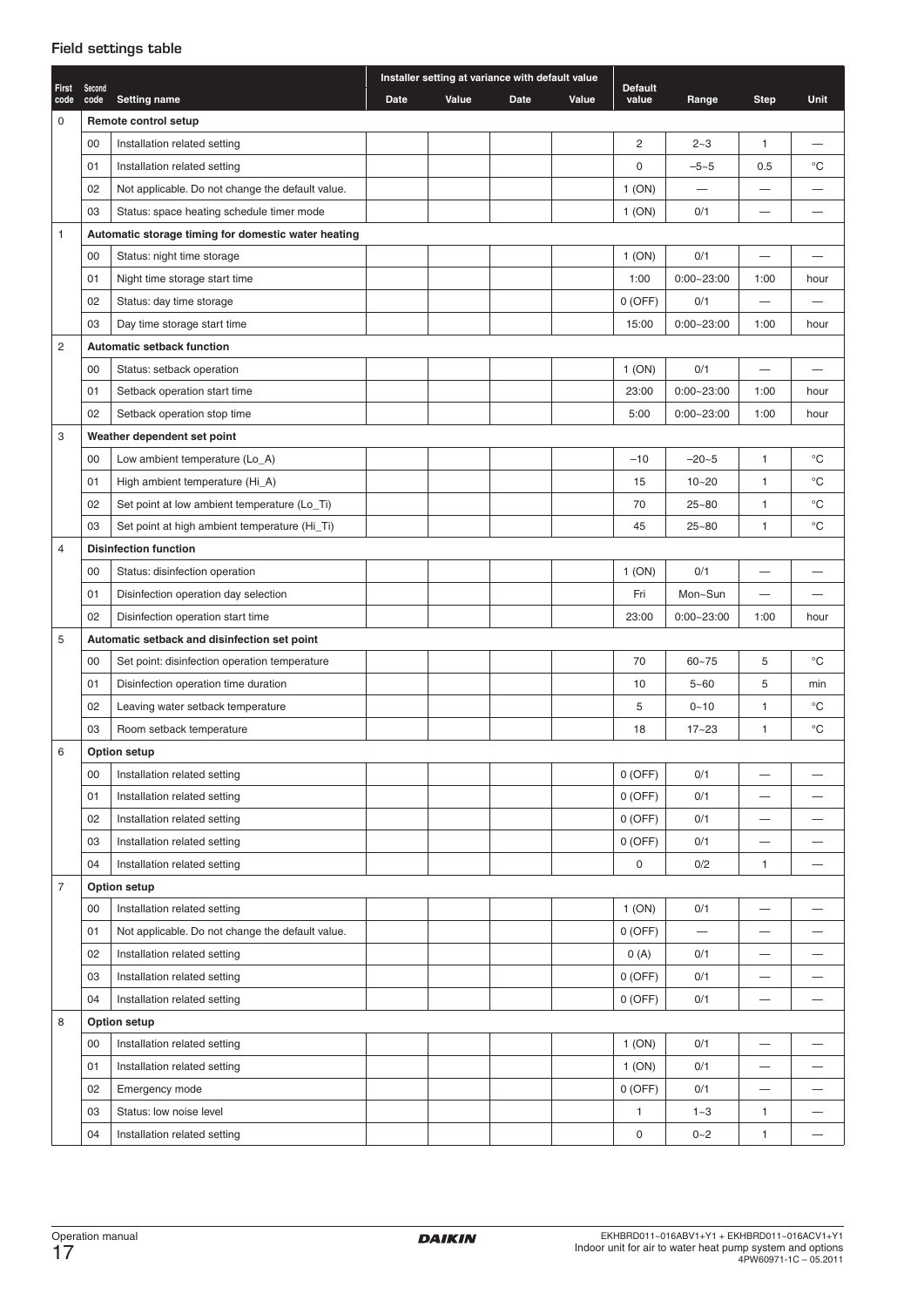#### Field settings table

| First code | Second code | Setting name | Installer setting at variance with default value | | | | Default value | Range | Step | Unit |
|---|---|---|---|---|---|---|---|---|---|---|
| | | | Date | Value | Date | Value | | | | |
| 0 | | **Remote control setup** | | | | | | | | |
| | 00 | Installation related setting | | | | | 2 | 2~3 | 1 | — |
| | 01 | Installation related setting | | | | | 0 | –5~5 | 0.5 | °C |
| | 02 | Not applicable. Do not change the default value. | | | | | 1 (ON) | — | — | — |
| | 03 | Status: space heating schedule timer mode | | | | | 1 (ON) | 0/1 | — | — |
| 1 | | **Automatic storage timing for domestic water heating** | | | | | | | | |
| | 00 | Status: night time storage | | | | | 1 (ON) | 0/1 | — | — |
| | 01 | Night time storage start time | | | | | 1:00 | 0:00~23:00 | 1:00 | hour |
| | 02 | Status: day time storage | | | | | 0 (OFF) | 0/1 | — | — |
| | 03 | Day time storage start time | | | | | 15:00 | 0:00~23:00 | 1:00 | hour |
| 2 | | **Automatic setback function** | | | | | | | | |
| | 00 | Status: setback operation | | | | | 1 (ON) | 0/1 | — | — |
| | 01 | Setback operation start time | | | | | 23:00 | 0:00~23:00 | 1:00 | hour |
| | 02 | Setback operation stop time | | | | | 5:00 | 0:00~23:00 | 1:00 | hour |
| 3 | | **Weather dependent set point** | | | | | | | | |
| | 00 | Low ambient temperature (Lo_A) | | | | | –10 | –20~5 | 1 | °C |
| | 01 | High ambient temperature (Hi_A) | | | | | 15 | 10~20 | 1 | °C |
| | 02 | Set point at low ambient temperature (Lo_Ti) | | | | | 70 | 25~80 | 1 | °C |
| | 03 | Set point at high ambient temperature (Hi_Ti) | | | | | 45 | 25~80 | 1 | °C |
| 4 | | **Disinfection function** | | | | | | | | |
| | 00 | Status: disinfection operation | | | | | 1 (ON) | 0/1 | — | — |
| | 01 | Disinfection operation day selection | | | | | Fri | Mon~Sun | — | — |
| | 02 | Disinfection operation start time | | | | | 23:00 | 0:00~23:00 | 1:00 | hour |
| 5 | | **Automatic setback and disinfection set point** | | | | | | | | |
| | 00 | Set point: disinfection operation temperature | | | | | 70 | 60~75 | 5 | °C |
| | 01 | Disinfection operation time duration | | | | | 10 | 5~60 | 5 | min |
| | 02 | Leaving water setback temperature | | | | | 5 | 0~10 | 1 | °C |
| | 03 | Room setback temperature | | | | | 18 | 17~23 | 1 | °C |
| 6 | | **Option setup** | | | | | | | | |
| | 00 | Installation related setting | | | | | 0 (OFF) | 0/1 | — | — |
| | 01 | Installation related setting | | | | | 0 (OFF) | 0/1 | — | — |
| | 02 | Installation related setting | | | | | 0 (OFF) | 0/1 | — | — |
| | 03 | Installation related setting | | | | | 0 (OFF) | 0/1 | — | — |
| | 04 | Installation related setting | | | | | 0 | 0/2 | 1 | — |
| 7 | | **Option setup** | | | | | | | | |
| | 00 | Installation related setting | | | | | 1 (ON) | 0/1 | — | — |
| | 01 | Not applicable. Do not change the default value. | | | | | 0 (OFF) | — | — | — |
| | 02 | Installation related setting | | | | | 0 (A) | 0/1 | — | — |
| | 03 | Installation related setting | | | | | 0 (OFF) | 0/1 | — | — |
| | 04 | Installation related setting | | | | | 0 (OFF) | 0/1 | — | — |
| 8 | | **Option setup** | | | | | | | | |
| | 00 | Installation related setting | | | | | 1 (ON) | 0/1 | — | — |
| | 01 | Installation related setting | | | | | 1 (ON) | 0/1 | — | — |
| | 02 | Emergency mode | | | | | 0 (OFF) | 0/1 | — | — |
| | 03 | Status: low noise level | | | | | 1 | 1~3 | 1 | — |
| | 04 | Installation related setting | | | | | 0 | 0~2 | 1 | — |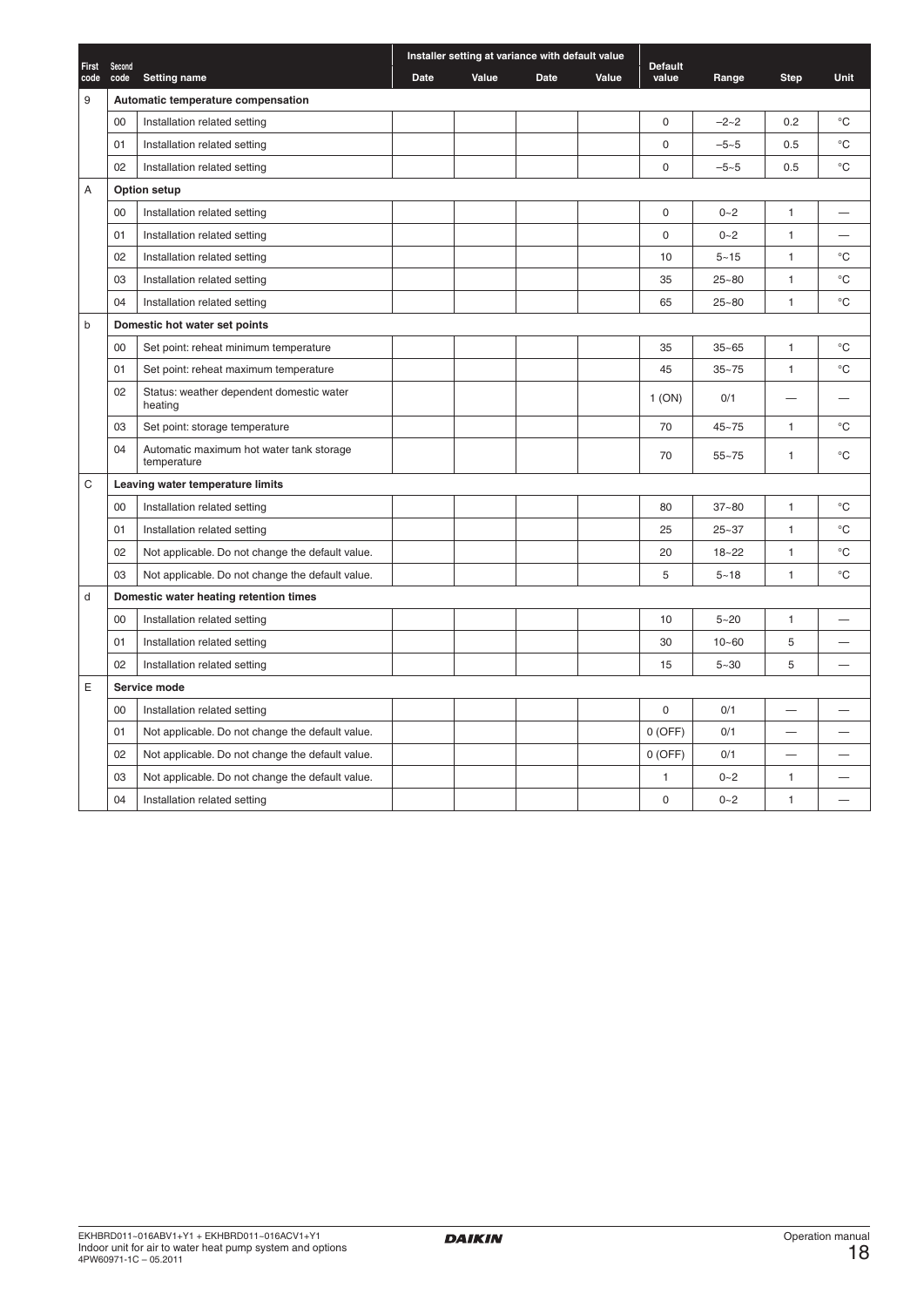| First code | Second code | Setting name | Installer setting at variance with default value | | | | Default value | Range | Step | Unit |
|---|---|---|---|---|---|---|---|---|---|---|
| | | | Date | Value | Date | Value | | | | |
| 9 | **Automatic temperature compensation** | | | | | | | | | |
| | 00 | Installation related setting | | | | | 0 | –2~2 | 0.2 | °C |
| | 01 | Installation related setting | | | | | 0 | –5~5 | 0.5 | °C |
| | 02 | Installation related setting | | | | | 0 | –5~5 | 0.5 | °C |
| A | **Option setup** | | | | | | | | | |
| | 00 | Installation related setting | | | | | 0 | 0~2 | 1 | — |
| | 01 | Installation related setting | | | | | 0 | 0~2 | 1 | — |
| | 02 | Installation related setting | | | | | 10 | 5~15 | 1 | °C |
| | 03 | Installation related setting | | | | | 35 | 25~80 | 1 | °C |
| | 04 | Installation related setting | | | | | 65 | 25~80 | 1 | °C |
| b | **Domestic hot water set points** | | | | | | | | | |
| | 00 | Set point: reheat minimum temperature | | | | | 35 | 35~65 | 1 | °C |
| | 01 | Set point: reheat maximum temperature | | | | | 45 | 35~75 | 1 | °C |
| | 02 | Status: weather dependent domestic water heating | | | | | 1 (ON) | 0/1 | — | — |
| | 03 | Set point: storage temperature | | | | | 70 | 45~75 | 1 | °C |
| | 04 | Automatic maximum hot water tank storage temperature | | | | | 70 | 55~75 | 1 | °C |
| C | **Leaving water temperature limits** | | | | | | | | | |
| | 00 | Installation related setting | | | | | 80 | 37~80 | 1 | °C |
| | 01 | Installation related setting | | | | | 25 | 25~37 | 1 | °C |
| | 02 | Not applicable. Do not change the default value. | | | | | 20 | 18~22 | 1 | °C |
| | 03 | Not applicable. Do not change the default value. | | | | | 5 | 5~18 | 1 | °C |
| d | **Domestic water heating retention times** | | | | | | | | | |
| | 00 | Installation related setting | | | | | 10 | 5~20 | 1 | — |
| | 01 | Installation related setting | | | | | 30 | 10~60 | 5 | — |
| | 02 | Installation related setting | | | | | 15 | 5~30 | 5 | — |
| E | **Service mode** | | | | | | | | | |
| | 00 | Installation related setting | | | | | 0 | 0/1 | — | — |
| | 01 | Not applicable. Do not change the default value. | | | | | 0 (OFF) | 0/1 | — | — |
| | 02 | Not applicable. Do not change the default value. | | | | | 0 (OFF) | 0/1 | — | — |
| | 03 | Not applicable. Do not change the default value. | | | | | 1 | 0~2 | 1 | — |
| | 04 | Installation related setting | | | | | 0 | 0~2 | 1 | — |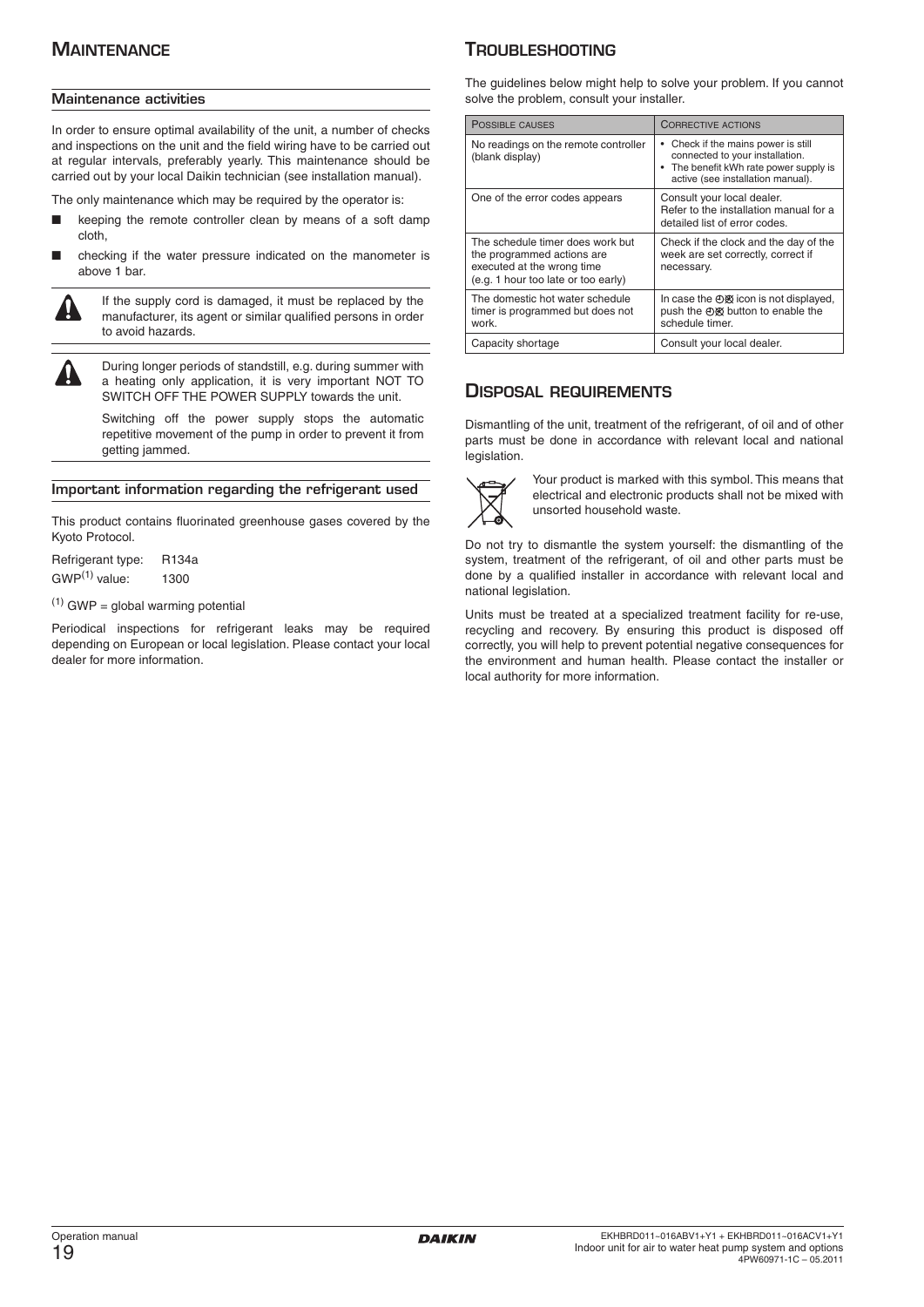# MAINTENANCE

## Maintenance activities

In order to ensure optimal availability of the unit, a number of checks and inspections on the unit and the field wiring have to be carried out at regular intervals, preferably yearly. This maintenance should be carried out by your local Daikin technician (see installation manual).

The only maintenance which may be required by the operator is:

- keeping the remote controller clean by means of a soft damp cloth,
- checking if the water pressure indicated on the manometer is above 1 bar.

If the supply cord is damaged, it must be replaced by the manufacturer, its agent or similar qualified persons in order to avoid hazards.

During longer periods of standstill, e.g. during summer with a heating only application, it is very important NOT TO SWITCH OFF THE POWER SUPPLY towards the unit.

Switching off the power supply stops the automatic repetitive movement of the pump in order to prevent it from getting jammed.

## Important information regarding the refrigerant used

This product contains fluorinated greenhouse gases covered by the Kyoto Protocol.

Refrigerant type: R134a
GWP(1) value: 1300

(1) GWP = global warming potential

Periodical inspections for refrigerant leaks may be required depending on European or local legislation. Please contact your local dealer for more information.

# TROUBLESHOOTING

The guidelines below might help to solve your problem. If you cannot solve the problem, consult your installer.

| POSSIBLE CAUSES | CORRECTIVE ACTIONS |
|---|---|
| No readings on the remote controller (blank display) | • Check if the mains power is still connected to your installation.<br>• The benefit kWh rate power supply is active (see installation manual). |
| One of the error codes appears | Consult your local dealer.<br>Refer to the installation manual for a detailed list of error codes. |
| The schedule timer does work but the programmed actions are executed at the wrong time (e.g. 1 hour too late or too early) | Check if the clock and the day of the week are set correctly, correct if necessary. |
| The domestic hot water schedule timer is programmed but does not work. | In case the ⊕⊠ icon is not displayed, push the ⊕⊠ button to enable the schedule timer. |
| Capacity shortage | Consult your local dealer. |

# DISPOSAL REQUIREMENTS

Dismantling of the unit, treatment of the refrigerant, of oil and of other parts must be done in accordance with relevant local and national legislation.

Your product is marked with this symbol. This means that electrical and electronic products shall not be mixed with unsorted household waste.

Do not try to dismantle the system yourself: the dismantling of the system, treatment of the refrigerant, of oil and other parts must be done by a qualified installer in accordance with relevant local and national legislation.

Units must be treated at a specialized treatment facility for re-use, recycling and recovery. By ensuring this product is disposed off correctly, you will help to prevent potential negative consequences for the environment and human health. Please contact the installer or local authority for more information.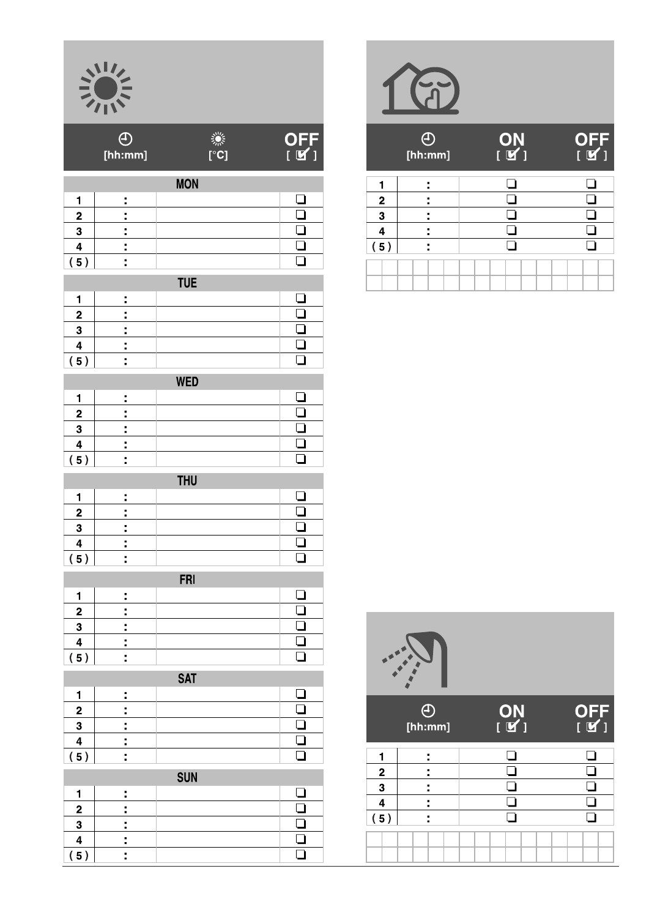| | [hh:mm] | [°C] | OFF [ ✓ ] |
|---|---|---|---|
| **MON** | | | |
| 1 | : | | ❑ |
| 2 | : | | ❑ |
| 3 | : | | ❑ |
| 4 | : | | ❑ |
| ( 5 ) | : | | ❑ |
| **TUE** | | | |
| 1 | : | | ❑ |
| 2 | : | | ❑ |
| 3 | : | | ❑ |
| 4 | : | | ❑ |
| ( 5 ) | : | | ❑ |
| **WED** | | | |
| 1 | : | | ❑ |
| 2 | : | | ❑ |
| 3 | : | | ❑ |
| 4 | : | | ❑ |
| ( 5 ) | : | | ❑ |
| **THU** | | | |
| 1 | : | | ❑ |
| 2 | : | | ❑ |
| 3 | : | | ❑ |
| 4 | : | | ❑ |
| ( 5 ) | : | | ❑ |
| **FRI** | | | |
| 1 | : | | ❑ |
| 2 | : | | ❑ |
| 3 | : | | ❑ |
| 4 | : | | ❑ |
| ( 5 ) | : | | ❑ |
| **SAT** | | | |
| 1 | : | | ❑ |
| 2 | : | | ❑ |
| 3 | : | | ❑ |
| 4 | : | | ❑ |
| ( 5 ) | : | | ❑ |
| **SUN** | | | |
| 1 | : | | ❑ |
| 2 | : | | ❑ |
| 3 | : | | ❑ |
| 4 | : | | ❑ |
| ( 5 ) | : | | ❑ |

| | [hh:mm] | ON [ ✓ ] | OFF [ ✓ ] |
|---|---|---|---|
| 1 | : | ❑ | ❑ |
| 2 | : | ❑ | ❑ |
| 3 | : | ❑ | ❑ |
| 4 | : | ❑ | ❑ |
| ( 5 ) | : | ❑ | ❑ |

| | [hh:mm] | ON [ ✓ ] | OFF [ ✓ ] |
|---|---|---|---|
| 1 | : | ❑ | ❑ |
| 2 | : | ❑ | ❑ |
| 3 | : | ❑ | ❑ |
| 4 | : | ❑ | ❑ |
| ( 5 ) | : | ❑ | ❑ |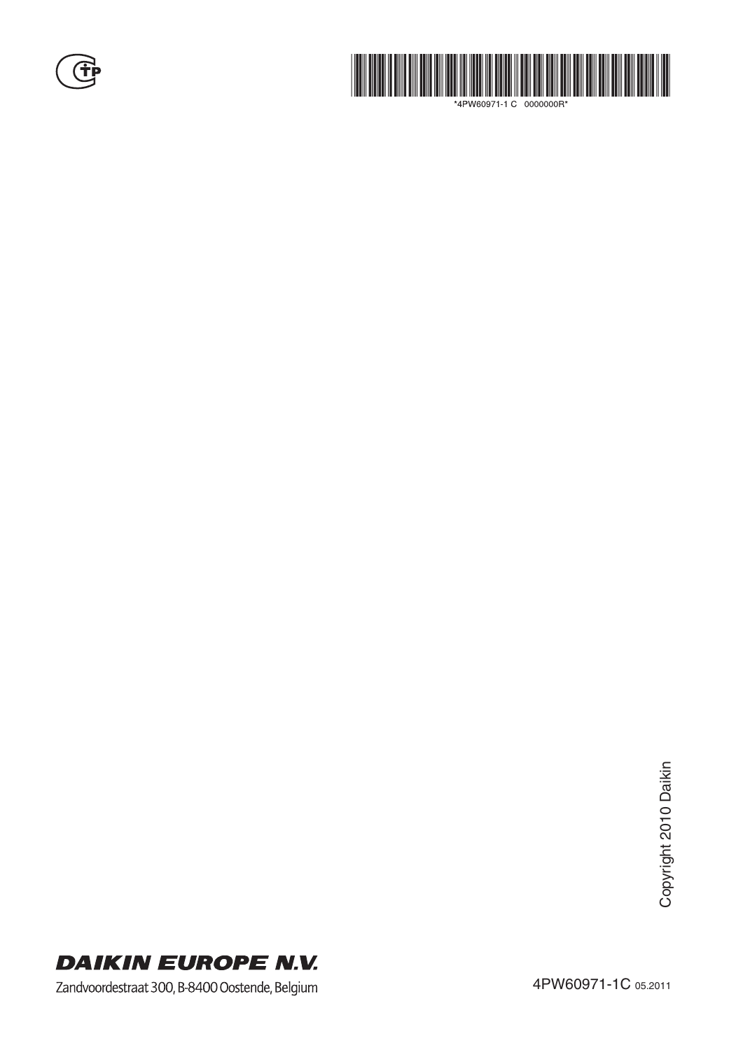*4PW60971-1 C 0000000R*

Copyright 2010 Daikin

**DAIKIN EUROPE N.V.**

Zandvoordestraat 300, B-8400 Oostende, Belgium

4PW60971-1C 05.2011